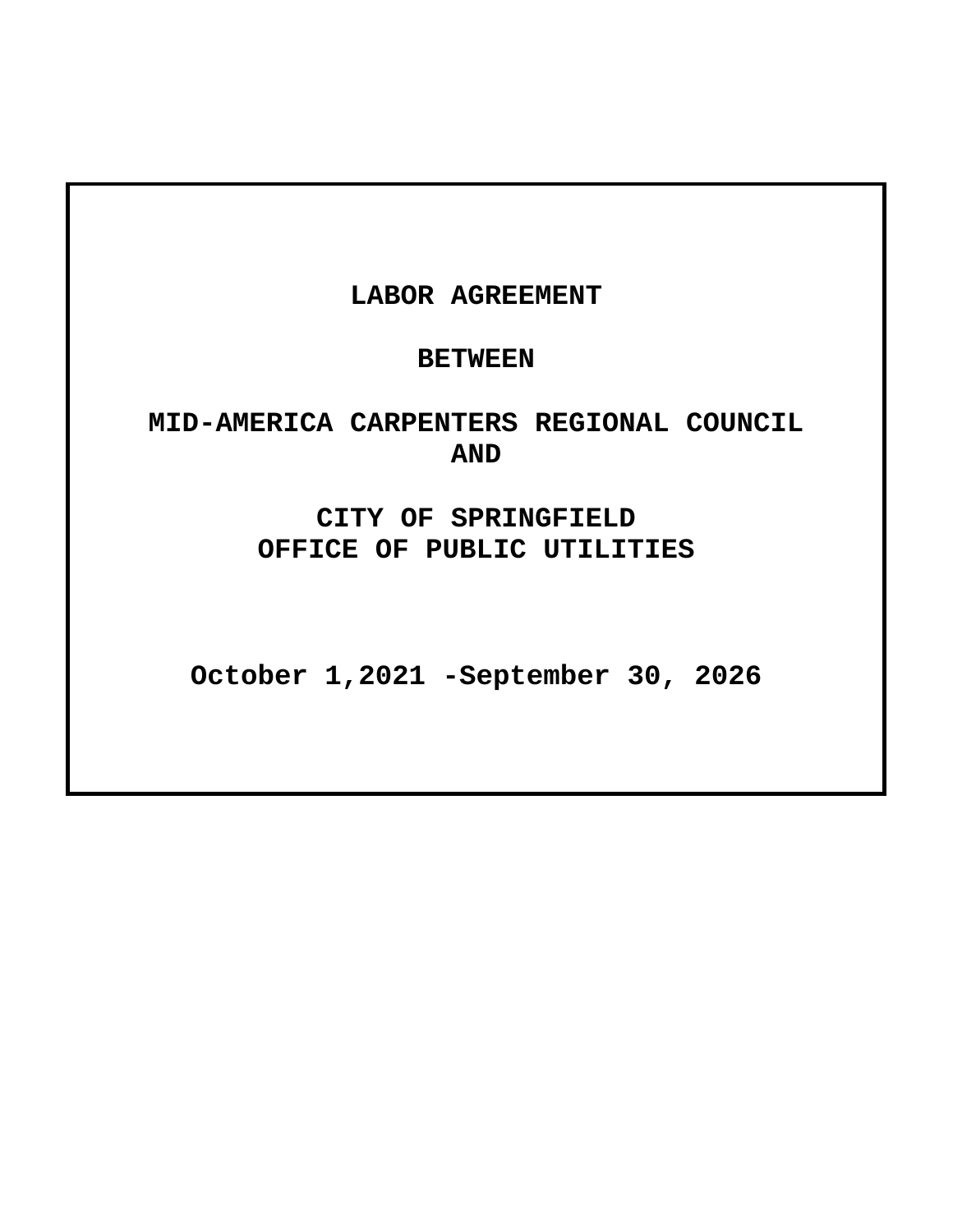# LABOR AGREEMENT

# BETWEEN

# MID-AMERICA CARPENTERS REGIONAL COUNCIL AND

# CITY OF SPRINGFIELD OFFICE OF PUBLIC UTILITIES

**October 1,2021 -September 30, 2026**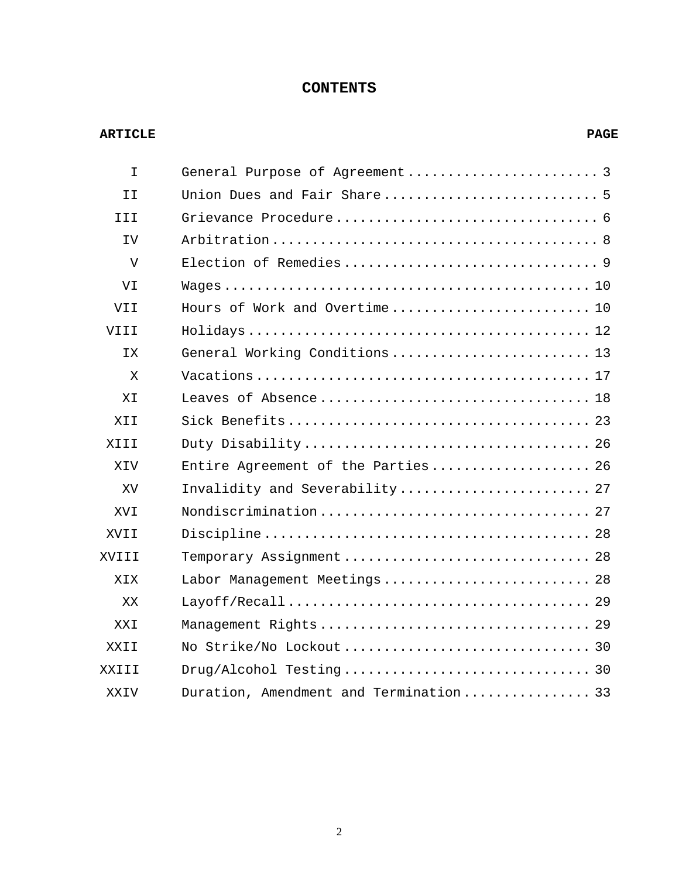# CONTENTS

| ARTICLE | | PAGE |
|---|---|---|
| I | General Purpose of Agreement | 3 |
| II | Union Dues and Fair Share | 5 |
| III | Grievance Procedure | 6 |
| IV | Arbitration | 8 |
| V | Election of Remedies | 9 |
| VI | Wages | 10 |
| VII | Hours of Work and Overtime | 10 |
| VIII | Holidays | 12 |
| IX | General Working Conditions | 13 |
| X | Vacations | 17 |
| XI | Leaves of Absence | 18 |
| XII | Sick Benefits | 23 |
| XIII | Duty Disability | 26 |
| XIV | Entire Agreement of the Parties | 26 |
| XV | Invalidity and Severability | 27 |
| XVI | Nondiscrimination | 27 |
| XVII | Discipline | 28 |
| XVIII | Temporary Assignment | 28 |
| XIX | Labor Management Meetings | 28 |
| XX | Layoff/Recall | 29 |
| XXI | Management Rights | 29 |
| XXII | No Strike/No Lockout | 30 |
| XXIII | Drug/Alcohol Testing | 30 |
| XXIV | Duration, Amendment and Termination | 33 |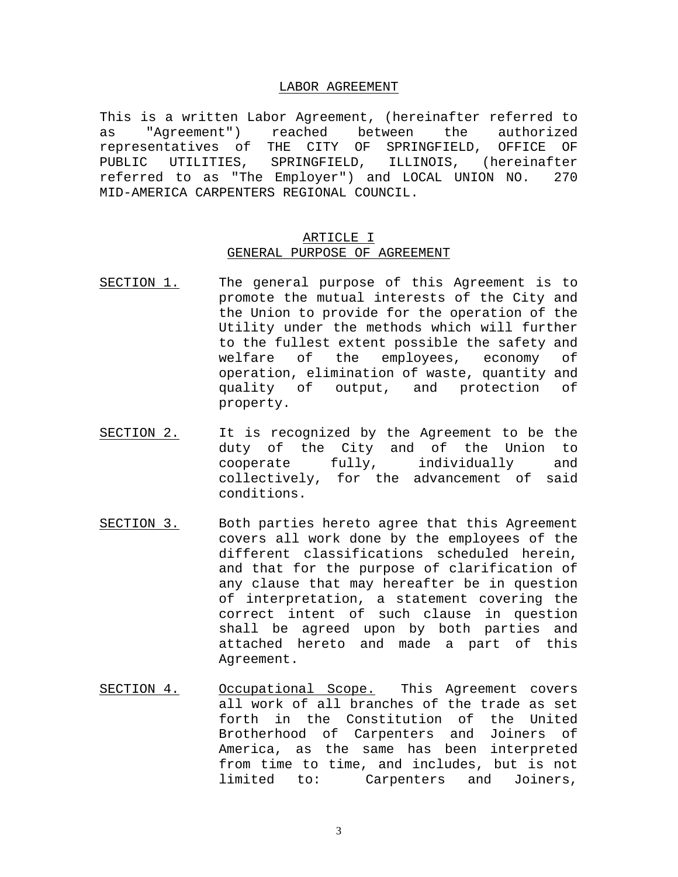# LABOR AGREEMENT

This is a written Labor Agreement, (hereinafter referred to as "Agreement") reached between the authorized representatives of THE CITY OF SPRINGFIELD, OFFICE OF PUBLIC UTILITIES, SPRINGFIELD, ILLINOIS, (hereinafter referred to as "The Employer") and LOCAL UNION NO. 270 MID-AMERICA CARPENTERS REGIONAL COUNCIL.

## ARTICLE I
## GENERAL PURPOSE OF AGREEMENT

SECTION 1. The general purpose of this Agreement is to promote the mutual interests of the City and the Union to provide for the operation of the Utility under the methods which will further to the fullest extent possible the safety and welfare of the employees, economy of operation, elimination of waste, quantity and quality of output, and protection of property.

SECTION 2. It is recognized by the Agreement to be the duty of the City and of the Union to cooperate fully, individually and collectively, for the advancement of said conditions.

SECTION 3. Both parties hereto agree that this Agreement covers all work done by the employees of the different classifications scheduled herein, and that for the purpose of clarification of any clause that may hereafter be in question of interpretation, a statement covering the correct intent of such clause in question shall be agreed upon by both parties and attached hereto and made a part of this Agreement.

SECTION 4. Occupational Scope. This Agreement covers all work of all branches of the trade as set forth in the Constitution of the United Brotherhood of Carpenters and Joiners of America, as the same has been interpreted from time to time, and includes, but is not limited to: Carpenters and Joiners,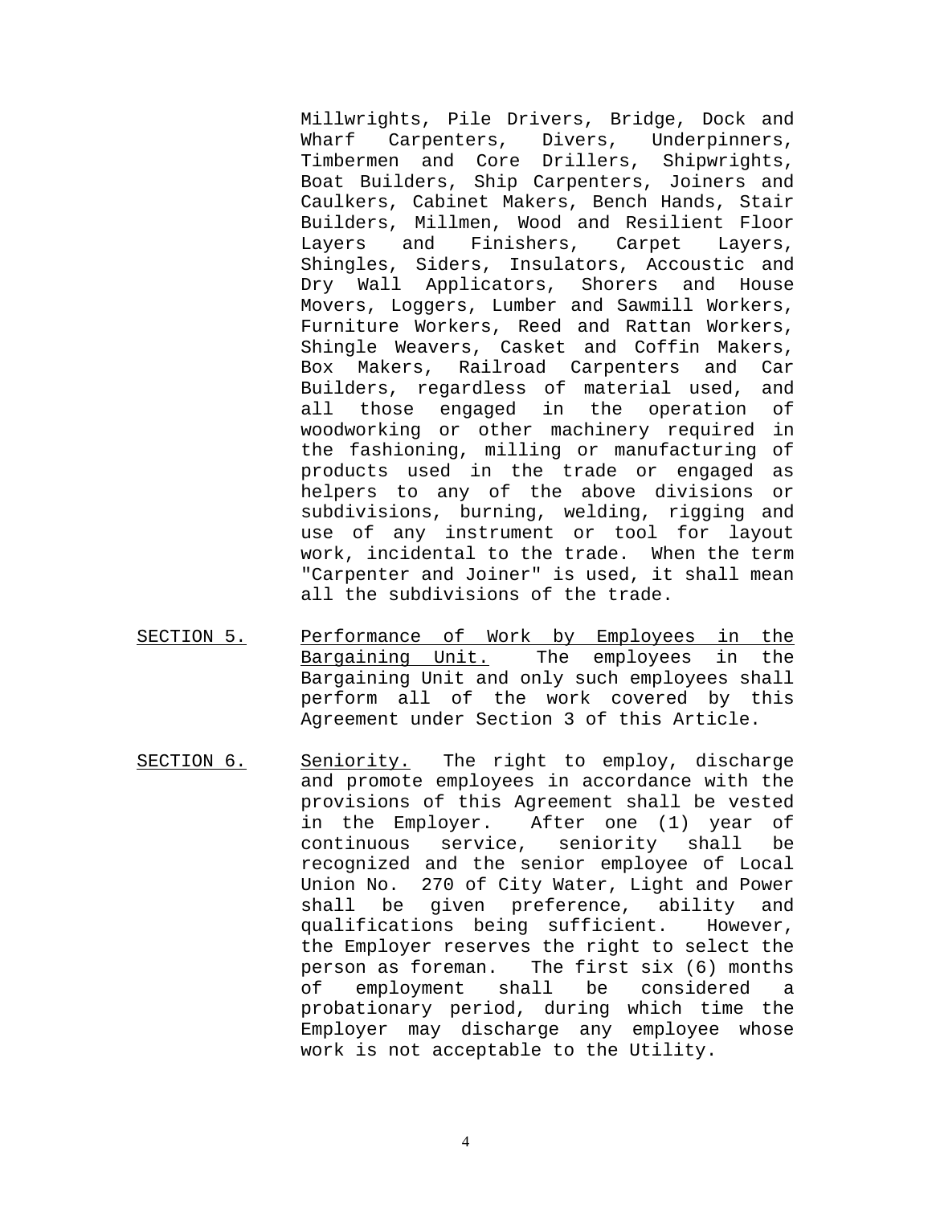Millwrights, Pile Drivers, Bridge, Dock and Wharf Carpenters, Divers, Underpinners, Timbermen and Core Drillers, Shipwrights, Boat Builders, Ship Carpenters, Joiners and Caulkers, Cabinet Makers, Bench Hands, Stair Builders, Millmen, Wood and Resilient Floor Layers and Finishers, Carpet Layers, Shingles, Siders, Insulators, Accoustic and Dry Wall Applicators, Shorers and House Movers, Loggers, Lumber and Sawmill Workers, Furniture Workers, Reed and Rattan Workers, Shingle Weavers, Casket and Coffin Makers, Box Makers, Railroad Carpenters and Car Builders, regardless of material used, and all those engaged in the operation of woodworking or other machinery required in the fashioning, milling or manufacturing of products used in the trade or engaged as helpers to any of the above divisions or subdivisions, burning, welding, rigging and use of any instrument or tool for layout work, incidental to the trade. When the term "Carpenter and Joiner" is used, it shall mean all the subdivisions of the trade.

SECTION 5. Performance of Work by Employees in the Bargaining Unit. The employees in the Bargaining Unit and only such employees shall perform all of the work covered by this Agreement under Section 3 of this Article.

SECTION 6. Seniority. The right to employ, discharge and promote employees in accordance with the provisions of this Agreement shall be vested in the Employer. After one (1) year of continuous service, seniority shall be recognized and the senior employee of Local Union No. 270 of City Water, Light and Power shall be given preference, ability and qualifications being sufficient. However, the Employer reserves the right to select the person as foreman. The first six (6) months of employment shall be considered a probationary period, during which time the Employer may discharge any employee whose work is not acceptable to the Utility.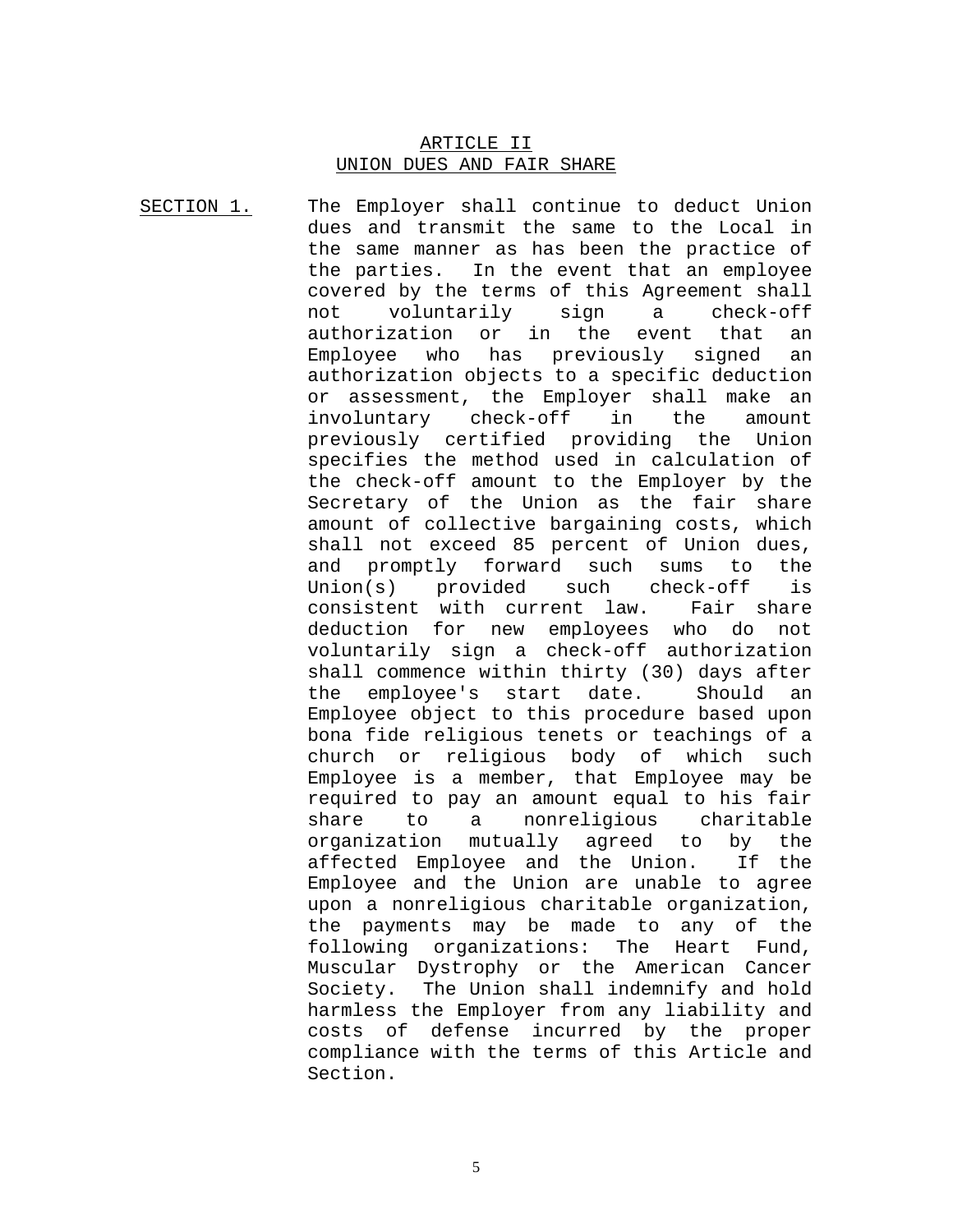## ARTICLE II
## UNION DUES AND FAIR SHARE

SECTION 1. The Employer shall continue to deduct Union dues and transmit the same to the Local in the same manner as has been the practice of the parties. In the event that an employee covered by the terms of this Agreement shall not voluntarily sign a check-off authorization or in the event that an Employee who has previously signed an authorization objects to a specific deduction or assessment, the Employer shall make an involuntary check-off in the amount previously certified providing the Union specifies the method used in calculation of the check-off amount to the Employer by the Secretary of the Union as the fair share amount of collective bargaining costs, which shall not exceed 85 percent of Union dues, and promptly forward such sums to the Union(s) provided such check-off is consistent with current law. Fair share deduction for new employees who do not voluntarily sign a check-off authorization shall commence within thirty (30) days after the employee's start date. Should an Employee object to this procedure based upon bona fide religious tenets or teachings of a church or religious body of which such Employee is a member, that Employee may be required to pay an amount equal to his fair share to a nonreligious charitable organization mutually agreed to by the affected Employee and the Union. If the Employee and the Union are unable to agree upon a nonreligious charitable organization, the payments may be made to any of the following organizations: The Heart Fund, Muscular Dystrophy or the American Cancer Society. The Union shall indemnify and hold harmless the Employer from any liability and costs of defense incurred by the proper compliance with the terms of this Article and Section.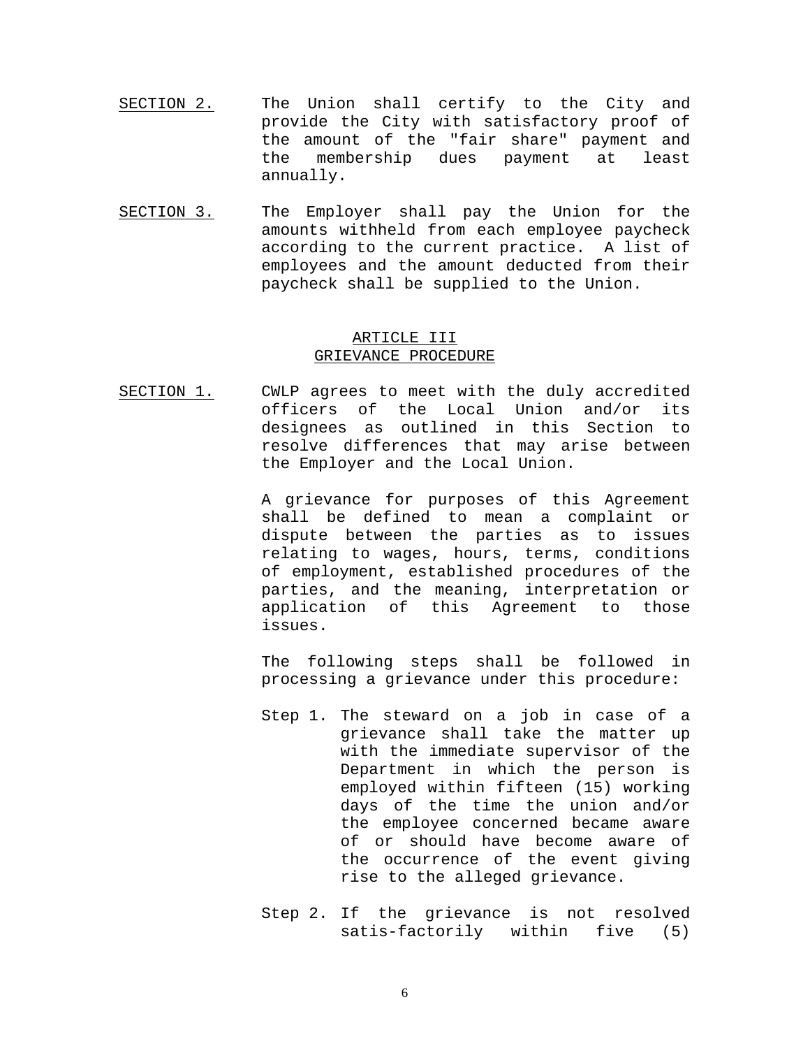SECTION 2. The Union shall certify to the City and provide the City with satisfactory proof of the amount of the "fair share" payment and the membership dues payment at least annually.

SECTION 3. The Employer shall pay the Union for the amounts withheld from each employee paycheck according to the current practice. A list of employees and the amount deducted from their paycheck shall be supplied to the Union.

## ARTICLE III
## GRIEVANCE PROCEDURE

SECTION 1. CWLP agrees to meet with the duly accredited officers of the Local Union and/or its designees as outlined in this Section to resolve differences that may arise between the Employer and the Local Union.

A grievance for purposes of this Agreement shall be defined to mean a complaint or dispute between the parties as to issues relating to wages, hours, terms, conditions of employment, established procedures of the parties, and the meaning, interpretation or application of this Agreement to those issues.

The following steps shall be followed in processing a grievance under this procedure:

Step 1. The steward on a job in case of a grievance shall take the matter up with the immediate supervisor of the Department in which the person is employed within fifteen (15) working days of the time the union and/or the employee concerned became aware of or should have become aware of the occurrence of the event giving rise to the alleged grievance.

Step 2. If the grievance is not resolved satis-factorily within five (5)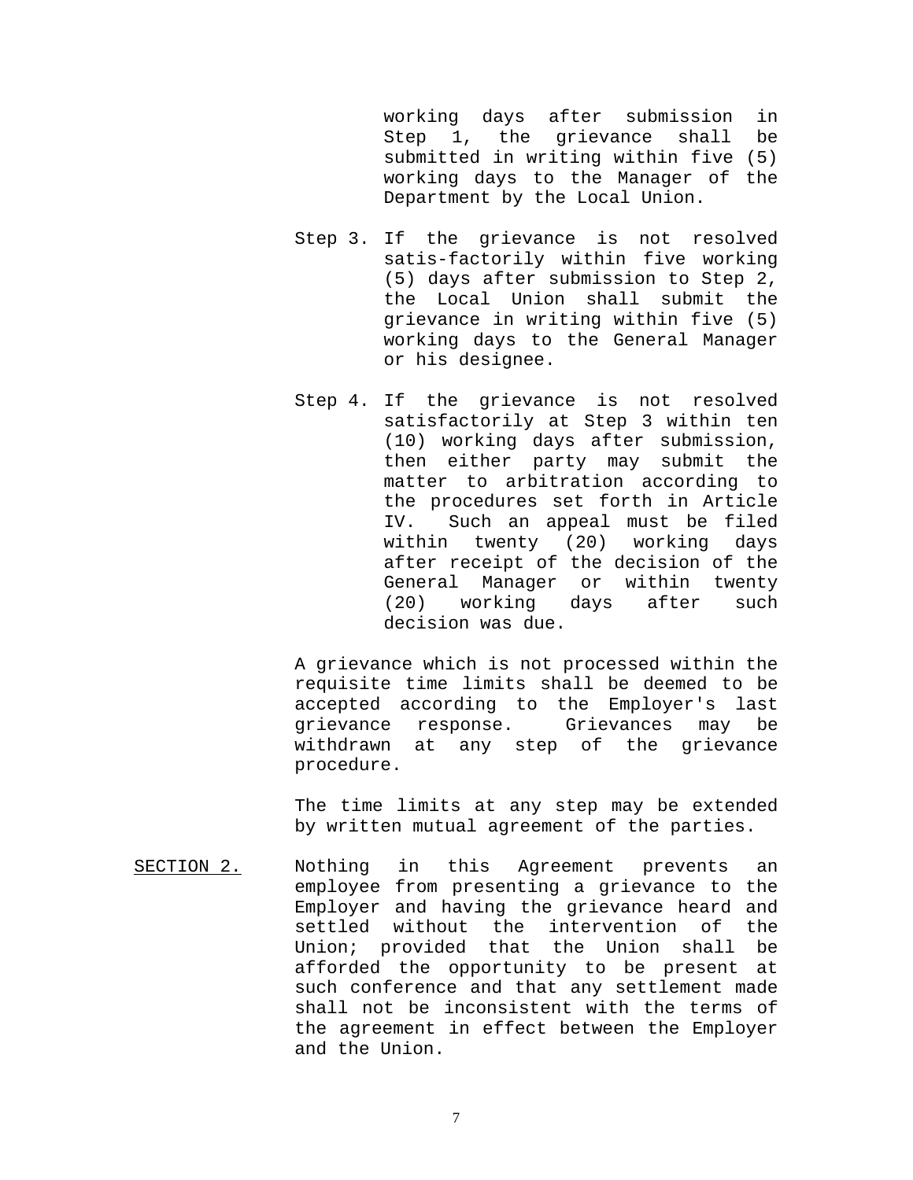working days after submission in Step 1, the grievance shall be submitted in writing within five (5) working days to the Manager of the Department by the Local Union.

Step 3. If the grievance is not resolved satis-factorily within five working (5) days after submission to Step 2, the Local Union shall submit the grievance in writing within five (5) working days to the General Manager or his designee.

Step 4. If the grievance is not resolved satisfactorily at Step 3 within ten (10) working days after submission, then either party may submit the matter to arbitration according to the procedures set forth in Article IV. Such an appeal must be filed within twenty (20) working days after receipt of the decision of the General Manager or within twenty (20) working days after such decision was due.

A grievance which is not processed within the requisite time limits shall be deemed to be accepted according to the Employer's last grievance response. Grievances may be withdrawn at any step of the grievance procedure.

The time limits at any step may be extended by written mutual agreement of the parties.

SECTION 2. Nothing in this Agreement prevents an employee from presenting a grievance to the Employer and having the grievance heard and settled without the intervention of the Union; provided that the Union shall be afforded the opportunity to be present at such conference and that any settlement made shall not be inconsistent with the terms of the agreement in effect between the Employer and the Union.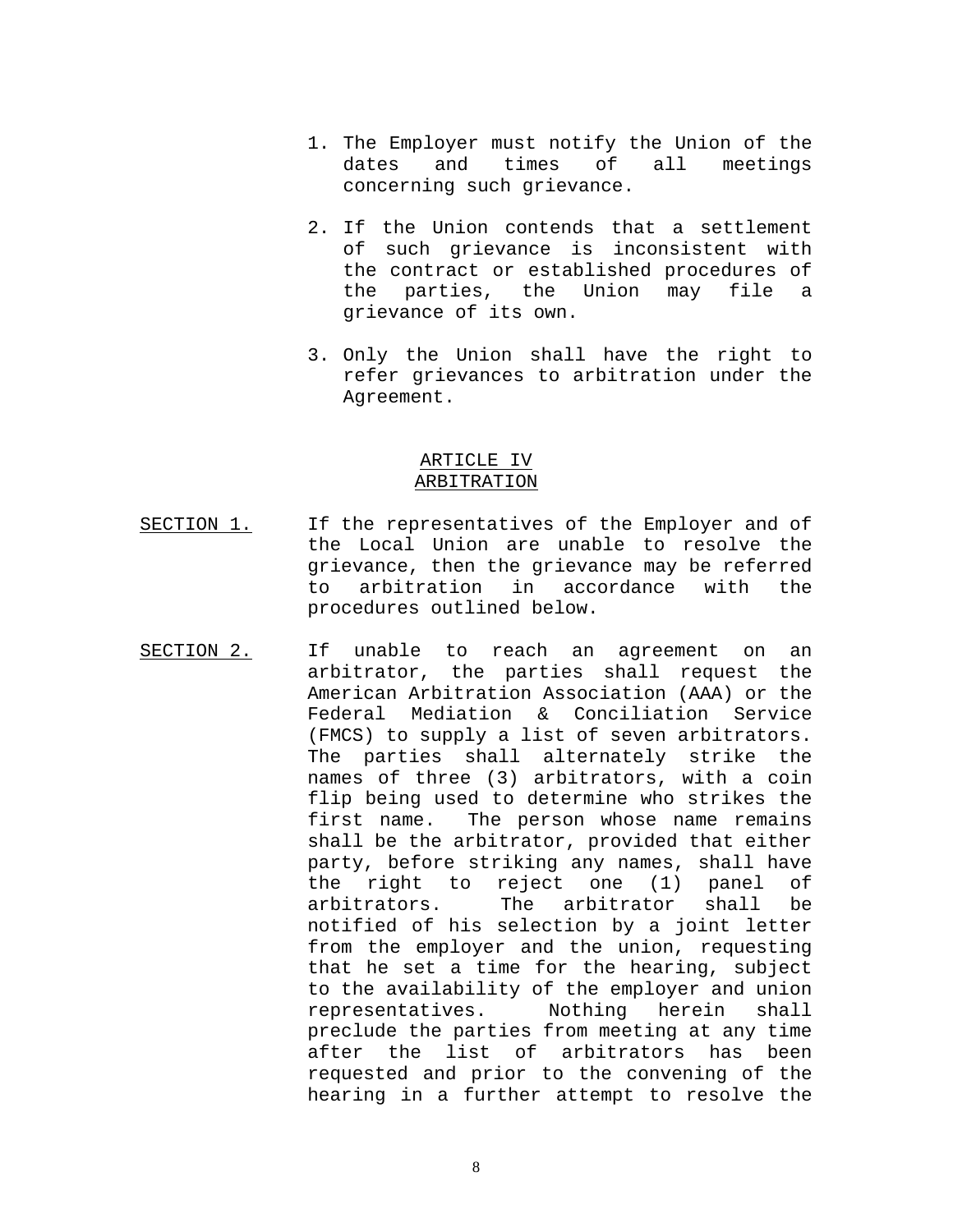1. The Employer must notify the Union of the dates and times of all meetings concerning such grievance.

2. If the Union contends that a settlement of such grievance is inconsistent with the contract or established procedures of the parties, the Union may file a grievance of its own.

3. Only the Union shall have the right to refer grievances to arbitration under the Agreement.

## ARTICLE IV
## ARBITRATION

SECTION 1. If the representatives of the Employer and of the Local Union are unable to resolve the grievance, then the grievance may be referred to arbitration in accordance with the procedures outlined below.

SECTION 2. If unable to reach an agreement on an arbitrator, the parties shall request the American Arbitration Association (AAA) or the Federal Mediation & Conciliation Service (FMCS) to supply a list of seven arbitrators. The parties shall alternately strike the names of three (3) arbitrators, with a coin flip being used to determine who strikes the first name. The person whose name remains shall be the arbitrator, provided that either party, before striking any names, shall have the right to reject one (1) panel of arbitrators. The arbitrator shall be notified of his selection by a joint letter from the employer and the union, requesting that he set a time for the hearing, subject to the availability of the employer and union representatives. Nothing herein shall preclude the parties from meeting at any time after the list of arbitrators has been requested and prior to the convening of the hearing in a further attempt to resolve the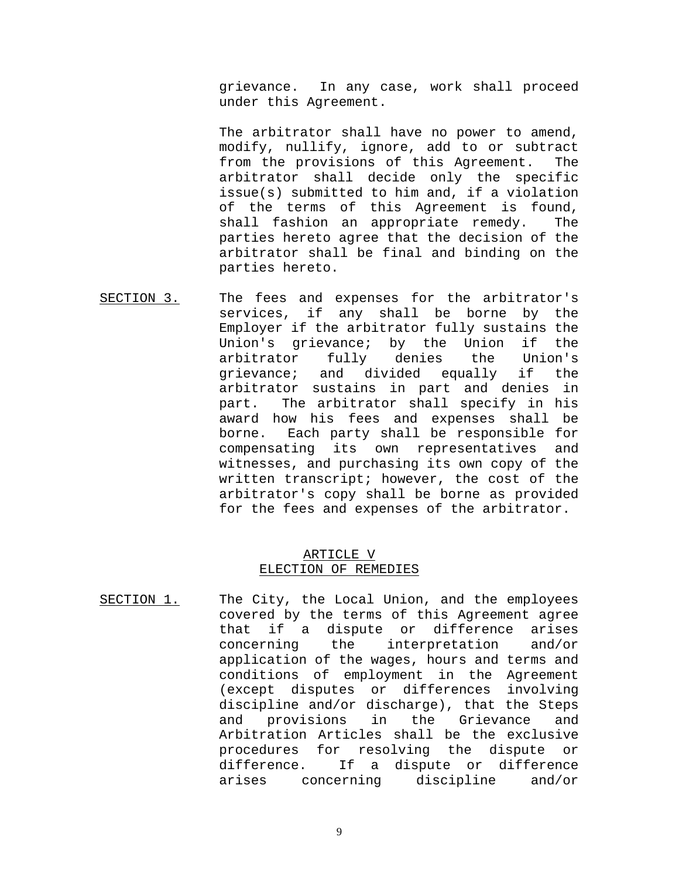grievance. In any case, work shall proceed under this Agreement.

The arbitrator shall have no power to amend, modify, nullify, ignore, add to or subtract from the provisions of this Agreement. The arbitrator shall decide only the specific issue(s) submitted to him and, if a violation of the terms of this Agreement is found, shall fashion an appropriate remedy. The parties hereto agree that the decision of the arbitrator shall be final and binding on the parties hereto.

SECTION 3. The fees and expenses for the arbitrator's services, if any shall be borne by the Employer if the arbitrator fully sustains the Union's grievance; by the Union if the arbitrator fully denies the Union's grievance; and divided equally if the arbitrator sustains in part and denies in part. The arbitrator shall specify in his award how his fees and expenses shall be borne. Each party shall be responsible for compensating its own representatives and witnesses, and purchasing its own copy of the written transcript; however, the cost of the arbitrator's copy shall be borne as provided for the fees and expenses of the arbitrator.

## ARTICLE V
## ELECTION OF REMEDIES

SECTION 1. The City, the Local Union, and the employees covered by the terms of this Agreement agree that if a dispute or difference arises concerning the interpretation and/or application of the wages, hours and terms and conditions of employment in the Agreement (except disputes or differences involving discipline and/or discharge), that the Steps and provisions in the Grievance and Arbitration Articles shall be the exclusive procedures for resolving the dispute or difference. If a dispute or difference arises concerning discipline and/or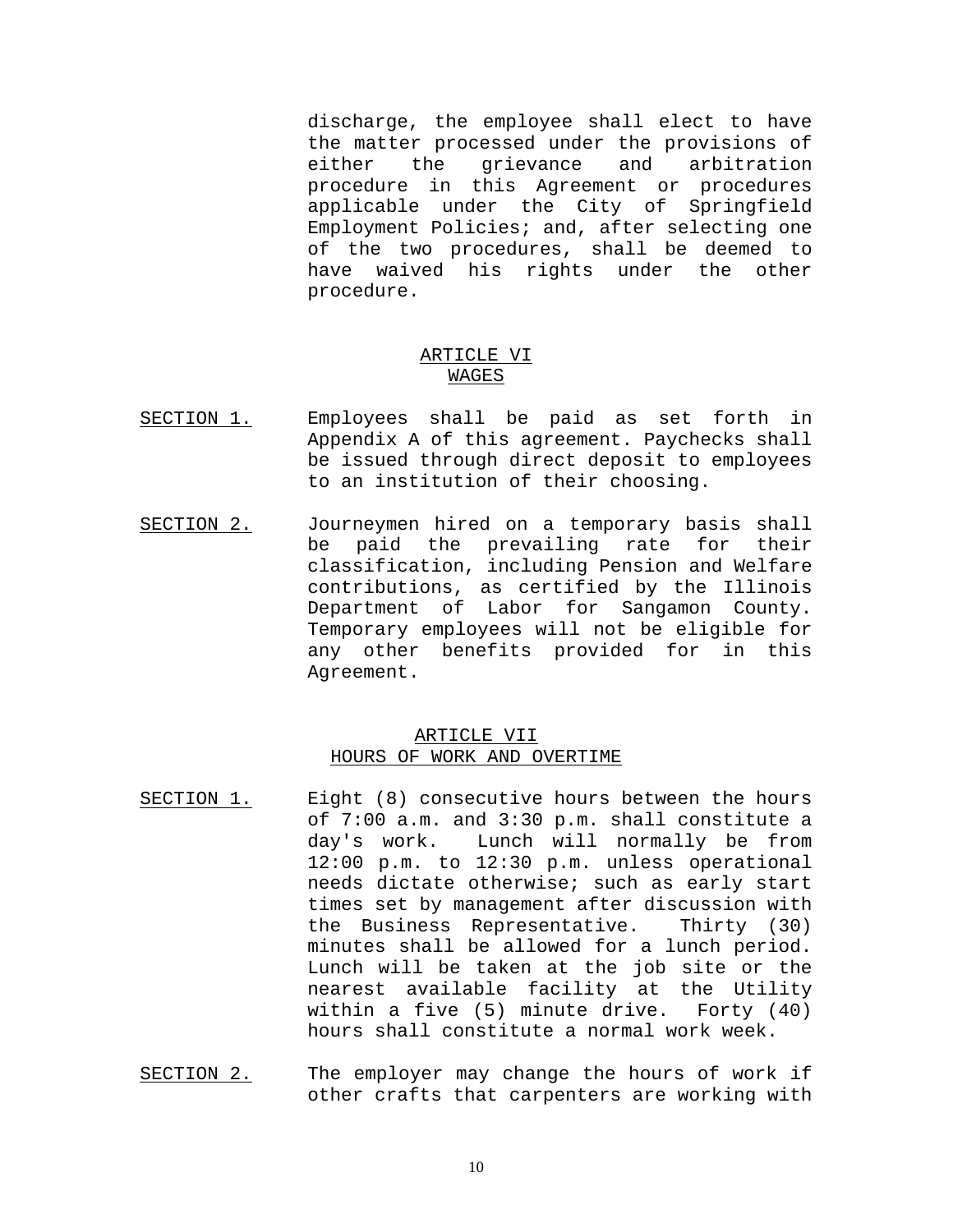discharge, the employee shall elect to have the matter processed under the provisions of either the grievance and arbitration procedure in this Agreement or procedures applicable under the City of Springfield Employment Policies; and, after selecting one of the two procedures, shall be deemed to have waived his rights under the other procedure.

## ARTICLE VI
## WAGES

SECTION 1. Employees shall be paid as set forth in Appendix A of this agreement. Paychecks shall be issued through direct deposit to employees to an institution of their choosing.

SECTION 2. Journeymen hired on a temporary basis shall be paid the prevailing rate for their classification, including Pension and Welfare contributions, as certified by the Illinois Department of Labor for Sangamon County. Temporary employees will not be eligible for any other benefits provided for in this Agreement.

## ARTICLE VII
## HOURS OF WORK AND OVERTIME

SECTION 1. Eight (8) consecutive hours between the hours of 7:00 a.m. and 3:30 p.m. shall constitute a day's work. Lunch will normally be from 12:00 p.m. to 12:30 p.m. unless operational needs dictate otherwise; such as early start times set by management after discussion with the Business Representative. Thirty (30) minutes shall be allowed for a lunch period. Lunch will be taken at the job site or the nearest available facility at the Utility within a five (5) minute drive. Forty (40) hours shall constitute a normal work week.

SECTION 2. The employer may change the hours of work if other crafts that carpenters are working with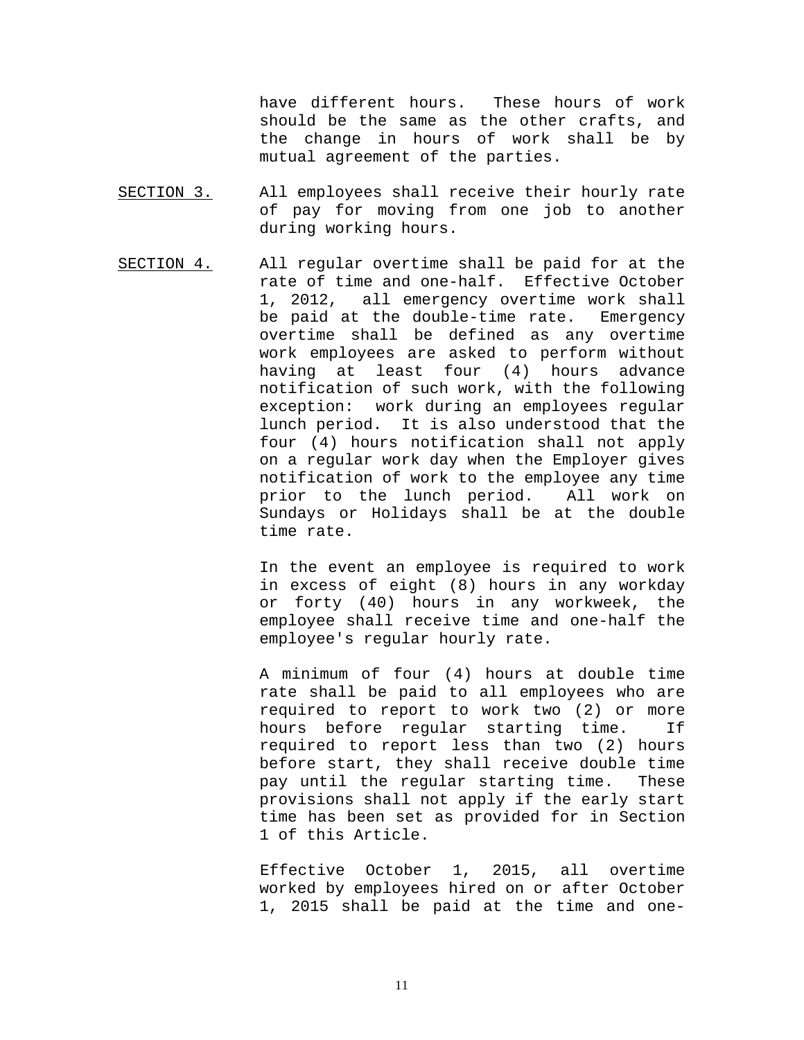have different hours. These hours of work should be the same as the other crafts, and the change in hours of work shall be by mutual agreement of the parties.

<u>SECTION 3.</u> All employees shall receive their hourly rate of pay for moving from one job to another during working hours.

<u>SECTION 4.</u> All regular overtime shall be paid for at the rate of time and one-half. Effective October 1, 2012, all emergency overtime work shall be paid at the double-time rate. Emergency overtime shall be defined as any overtime work employees are asked to perform without having at least four (4) hours advance notification of such work, with the following exception: work during an employees regular lunch period. It is also understood that the four (4) hours notification shall not apply on a regular work day when the Employer gives notification of work to the employee any time prior to the lunch period. All work on Sundays or Holidays shall be at the double time rate.

In the event an employee is required to work in excess of eight (8) hours in any workday or forty (40) hours in any workweek, the employee shall receive time and one-half the employee's regular hourly rate.

A minimum of four (4) hours at double time rate shall be paid to all employees who are required to report to work two (2) or more hours before regular starting time. If required to report less than two (2) hours before start, they shall receive double time pay until the regular starting time. These provisions shall not apply if the early start time has been set as provided for in Section 1 of this Article.

Effective October 1, 2015, all overtime worked by employees hired on or after October 1, 2015 shall be paid at the time and one-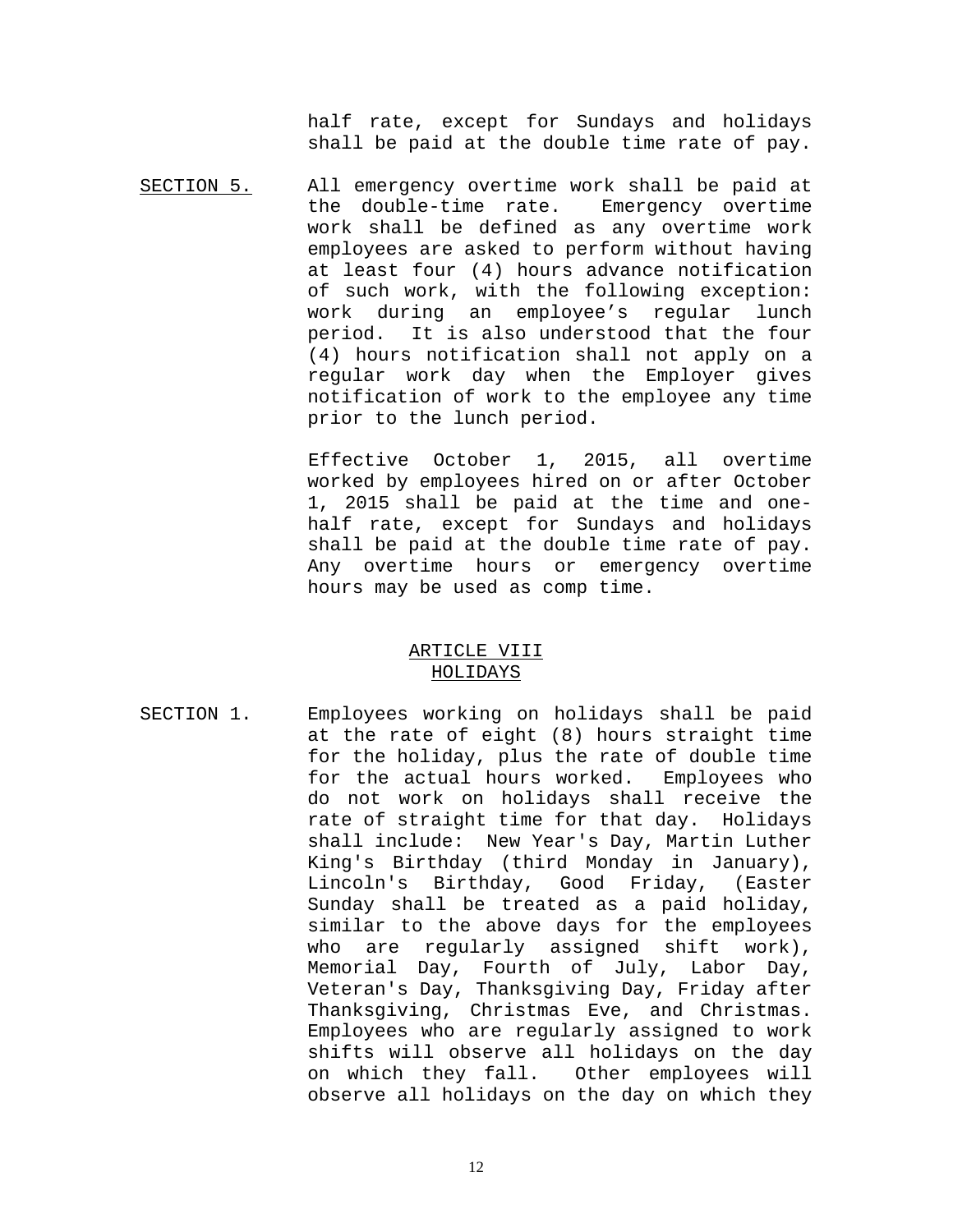half rate, except for Sundays and holidays shall be paid at the double time rate of pay.

SECTION 5. All emergency overtime work shall be paid at the double-time rate. Emergency overtime work shall be defined as any overtime work employees are asked to perform without having at least four (4) hours advance notification of such work, with the following exception: work during an employee's regular lunch period. It is also understood that the four (4) hours notification shall not apply on a regular work day when the Employer gives notification of work to the employee any time prior to the lunch period.

Effective October 1, 2015, all overtime worked by employees hired on or after October 1, 2015 shall be paid at the time and one-half rate, except for Sundays and holidays shall be paid at the double time rate of pay. Any overtime hours or emergency overtime hours may be used as comp time.

## ARTICLE VIII
## HOLIDAYS

SECTION 1. Employees working on holidays shall be paid at the rate of eight (8) hours straight time for the holiday, plus the rate of double time for the actual hours worked. Employees who do not work on holidays shall receive the rate of straight time for that day. Holidays shall include: New Year's Day, Martin Luther King's Birthday (third Monday in January), Lincoln's Birthday, Good Friday, (Easter Sunday shall be treated as a paid holiday, similar to the above days for the employees who are regularly assigned shift work), Memorial Day, Fourth of July, Labor Day, Veteran's Day, Thanksgiving Day, Friday after Thanksgiving, Christmas Eve, and Christmas. Employees who are regularly assigned to work shifts will observe all holidays on the day on which they fall. Other employees will observe all holidays on the day on which they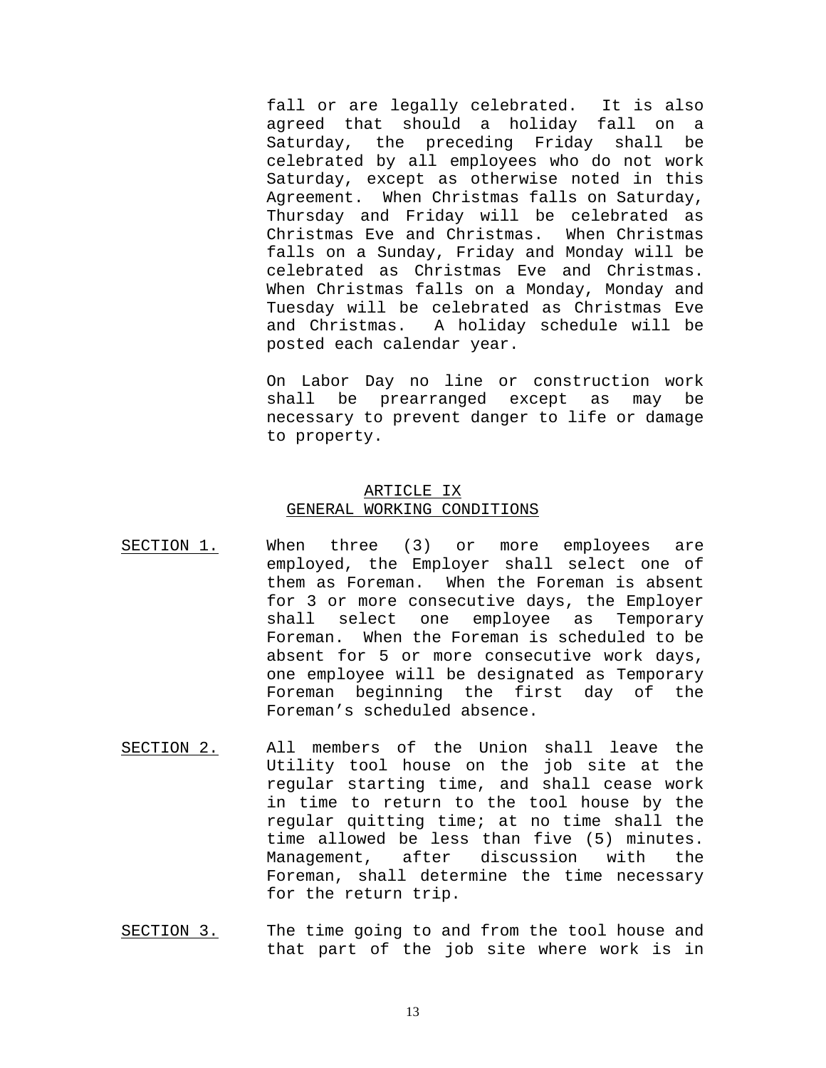fall or are legally celebrated. It is also agreed that should a holiday fall on a Saturday, the preceding Friday shall be celebrated by all employees who do not work Saturday, except as otherwise noted in this Agreement. When Christmas falls on Saturday, Thursday and Friday will be celebrated as Christmas Eve and Christmas. When Christmas falls on a Sunday, Friday and Monday will be celebrated as Christmas Eve and Christmas. When Christmas falls on a Monday, Monday and Tuesday will be celebrated as Christmas Eve and Christmas. A holiday schedule will be posted each calendar year.

On Labor Day no line or construction work shall be prearranged except as may be necessary to prevent danger to life or damage to property.

## ARTICLE IX
## GENERAL WORKING CONDITIONS

SECTION 1. When three (3) or more employees are employed, the Employer shall select one of them as Foreman. When the Foreman is absent for 3 or more consecutive days, the Employer shall select one employee as Temporary Foreman. When the Foreman is scheduled to be absent for 5 or more consecutive work days, one employee will be designated as Temporary Foreman beginning the first day of the Foreman's scheduled absence.

SECTION 2. All members of the Union shall leave the Utility tool house on the job site at the regular starting time, and shall cease work in time to return to the tool house by the regular quitting time; at no time shall the time allowed be less than five (5) minutes. Management, after discussion with the Foreman, shall determine the time necessary for the return trip.

SECTION 3. The time going to and from the tool house and that part of the job site where work is in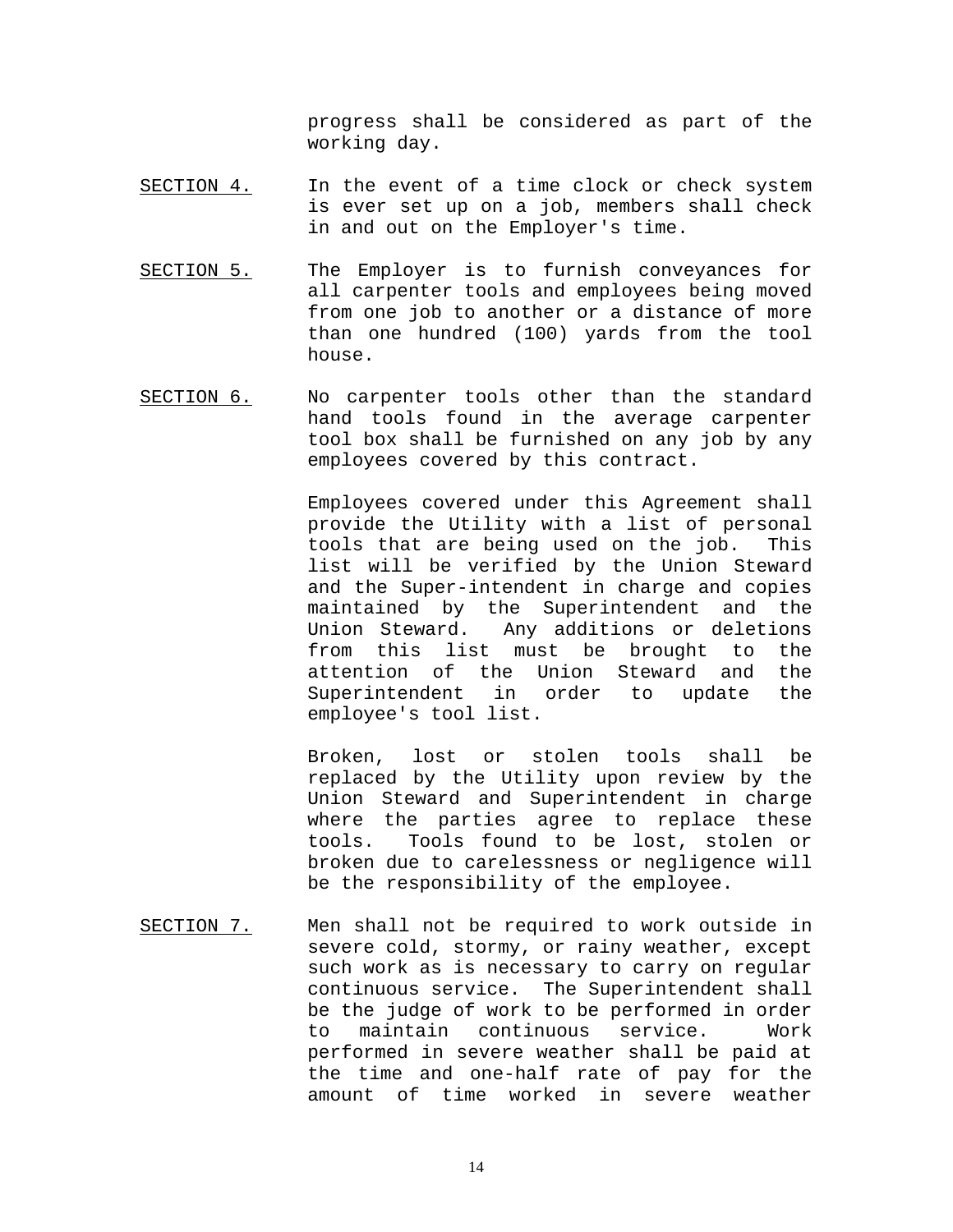progress shall be considered as part of the working day.

<u>SECTION 4.</u> In the event of a time clock or check system is ever set up on a job, members shall check in and out on the Employer's time.

<u>SECTION 5.</u> The Employer is to furnish conveyances for all carpenter tools and employees being moved from one job to another or a distance of more than one hundred (100) yards from the tool house.

<u>SECTION 6.</u> No carpenter tools other than the standard hand tools found in the average carpenter tool box shall be furnished on any job by any employees covered by this contract.

Employees covered under this Agreement shall provide the Utility with a list of personal tools that are being used on the job. This list will be verified by the Union Steward and the Super-intendent in charge and copies maintained by the Superintendent and the Union Steward. Any additions or deletions from this list must be brought to the attention of the Union Steward and the Superintendent in order to update the employee's tool list.

Broken, lost or stolen tools shall be replaced by the Utility upon review by the Union Steward and Superintendent in charge where the parties agree to replace these tools. Tools found to be lost, stolen or broken due to carelessness or negligence will be the responsibility of the employee.

<u>SECTION 7.</u> Men shall not be required to work outside in severe cold, stormy, or rainy weather, except such work as is necessary to carry on regular continuous service. The Superintendent shall be the judge of work to be performed in order to maintain continuous service. Work performed in severe weather shall be paid at the time and one-half rate of pay for the amount of time worked in severe weather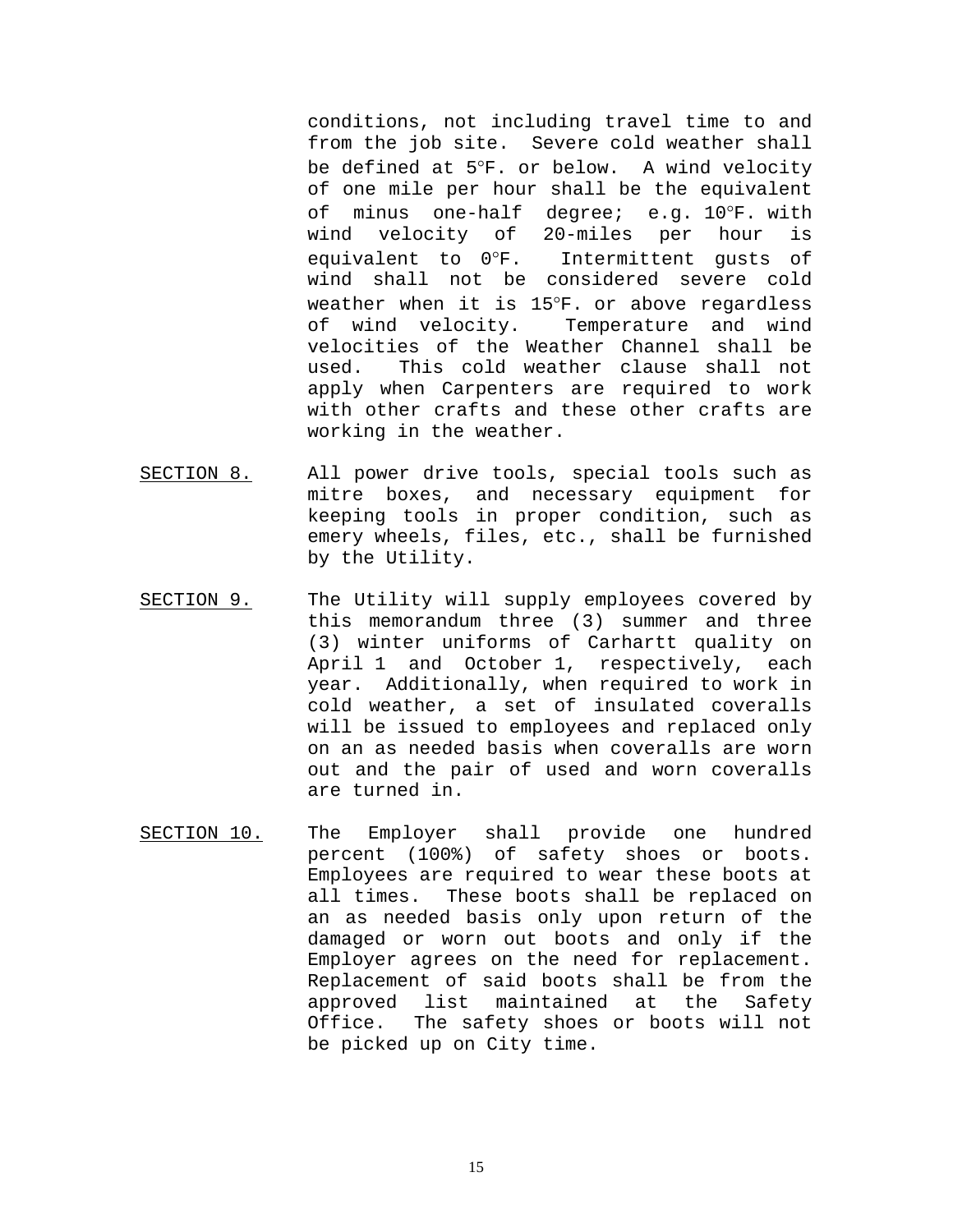conditions, not including travel time to and from the job site. Severe cold weather shall be defined at 5°F. or below. A wind velocity of one mile per hour shall be the equivalent of minus one-half degree; e.g. 10°F. with wind velocity of 20-miles per hour is equivalent to 0°F. Intermittent gusts of wind shall not be considered severe cold weather when it is 15°F. or above regardless of wind velocity. Temperature and wind velocities of the Weather Channel shall be used. This cold weather clause shall not apply when Carpenters are required to work with other crafts and these other crafts are working in the weather.

SECTION 8. All power drive tools, special tools such as mitre boxes, and necessary equipment for keeping tools in proper condition, such as emery wheels, files, etc., shall be furnished by the Utility.

SECTION 9. The Utility will supply employees covered by this memorandum three (3) summer and three (3) winter uniforms of Carhartt quality on April 1 and October 1, respectively, each year. Additionally, when required to work in cold weather, a set of insulated coveralls will be issued to employees and replaced only on an as needed basis when coveralls are worn out and the pair of used and worn coveralls are turned in.

SECTION 10. The Employer shall provide one hundred percent (100%) of safety shoes or boots. Employees are required to wear these boots at all times. These boots shall be replaced on an as needed basis only upon return of the damaged or worn out boots and only if the Employer agrees on the need for replacement. Replacement of said boots shall be from the approved list maintained at the Safety Office. The safety shoes or boots will not be picked up on City time.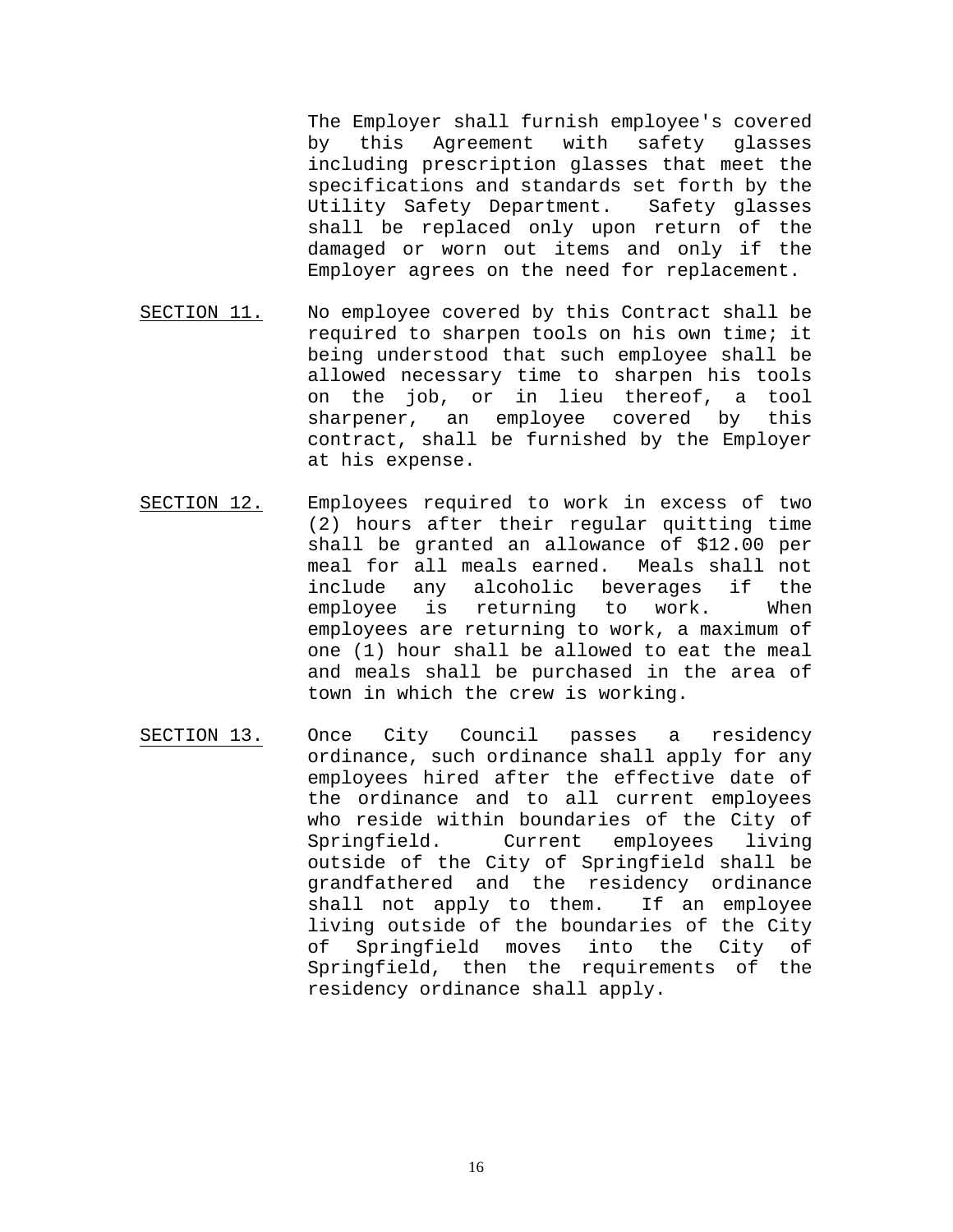The Employer shall furnish employee's covered by this Agreement with safety glasses including prescription glasses that meet the specifications and standards set forth by the Utility Safety Department. Safety glasses shall be replaced only upon return of the damaged or worn out items and only if the Employer agrees on the need for replacement.

SECTION 11. No employee covered by this Contract shall be required to sharpen tools on his own time; it being understood that such employee shall be allowed necessary time to sharpen his tools on the job, or in lieu thereof, a tool sharpener, an employee covered by this contract, shall be furnished by the Employer at his expense.

SECTION 12. Employees required to work in excess of two (2) hours after their regular quitting time shall be granted an allowance of $12.00 per meal for all meals earned. Meals shall not include any alcoholic beverages if the employee is returning to work. When employees are returning to work, a maximum of one (1) hour shall be allowed to eat the meal and meals shall be purchased in the area of town in which the crew is working.

SECTION 13. Once City Council passes a residency ordinance, such ordinance shall apply for any employees hired after the effective date of the ordinance and to all current employees who reside within boundaries of the City of Springfield. Current employees living outside of the City of Springfield shall be grandfathered and the residency ordinance shall not apply to them. If an employee living outside of the boundaries of the City of Springfield moves into the City of Springfield, then the requirements of the residency ordinance shall apply.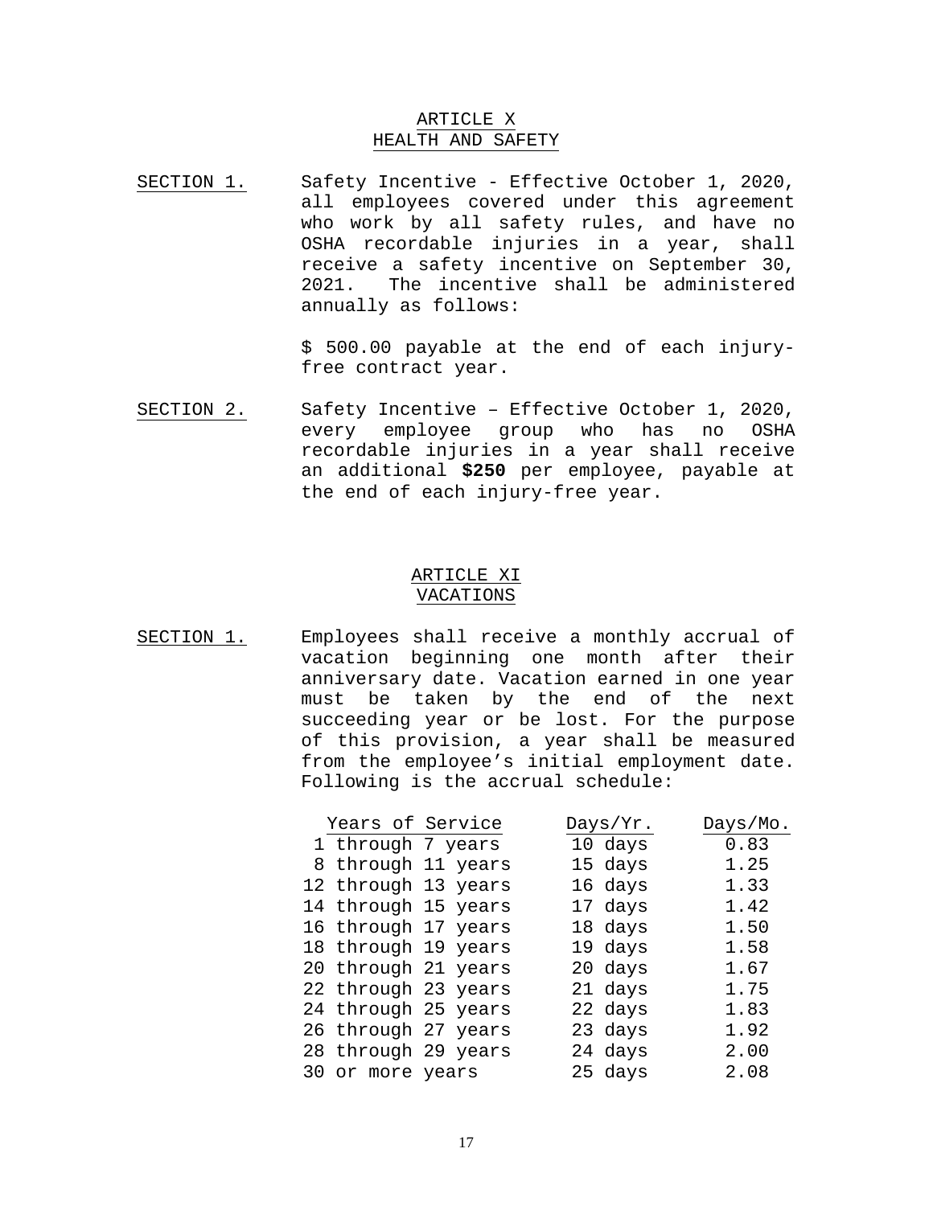## ARTICLE X
## HEALTH AND SAFETY

SECTION 1. Safety Incentive - Effective October 1, 2020, all employees covered under this agreement who work by all safety rules, and have no OSHA recordable injuries in a year, shall receive a safety incentive on September 30, 2021. The incentive shall be administered annually as follows:

$ 500.00 payable at the end of each injury-free contract year.

SECTION 2. Safety Incentive – Effective October 1, 2020, every employee group who has no OSHA recordable injuries in a year shall receive an additional **$250** per employee, payable at the end of each injury-free year.

## ARTICLE XI
## VACATIONS

SECTION 1. Employees shall receive a monthly accrual of vacation beginning one month after their anniversary date. Vacation earned in one year must be taken by the end of the next succeeding year or be lost. For the purpose of this provision, a year shall be measured from the employee's initial employment date. Following is the accrual schedule:

| Years of Service | Days/Yr. | Days/Mo. |
|---|---|---|
| 1 through 7 years | 10 days | 0.83 |
| 8 through 11 years | 15 days | 1.25 |
| 12 through 13 years | 16 days | 1.33 |
| 14 through 15 years | 17 days | 1.42 |
| 16 through 17 years | 18 days | 1.50 |
| 18 through 19 years | 19 days | 1.58 |
| 20 through 21 years | 20 days | 1.67 |
| 22 through 23 years | 21 days | 1.75 |
| 24 through 25 years | 22 days | 1.83 |
| 26 through 27 years | 23 days | 1.92 |
| 28 through 29 years | 24 days | 2.00 |
| 30 or more years | 25 days | 2.08 |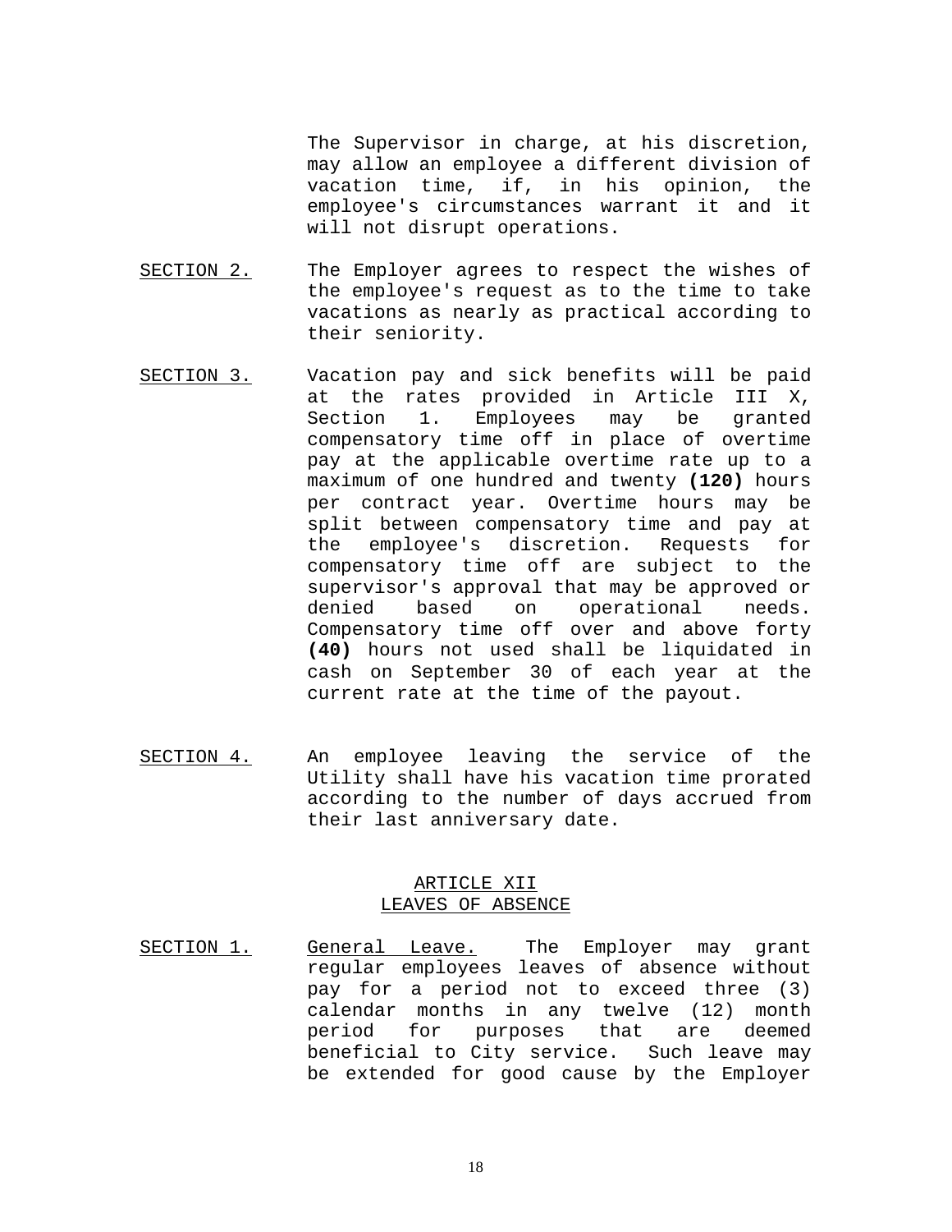The Supervisor in charge, at his discretion, may allow an employee a different division of vacation time, if, in his opinion, the employee's circumstances warrant it and it will not disrupt operations.

SECTION 2. The Employer agrees to respect the wishes of the employee's request as to the time to take vacations as nearly as practical according to their seniority.

SECTION 3. Vacation pay and sick benefits will be paid at the rates provided in Article III X, Section 1. Employees may be granted compensatory time off in place of overtime pay at the applicable overtime rate up to a maximum of one hundred and twenty **(120)** hours per contract year. Overtime hours may be split between compensatory time and pay at the employee's discretion. Requests for compensatory time off are subject to the supervisor's approval that may be approved or denied based on operational needs. Compensatory time off over and above forty **(40)** hours not used shall be liquidated in cash on September 30 of each year at the current rate at the time of the payout.

SECTION 4. An employee leaving the service of the Utility shall have his vacation time prorated according to the number of days accrued from their last anniversary date.

## ARTICLE XII
## LEAVES OF ABSENCE

SECTION 1. General Leave. The Employer may grant regular employees leaves of absence without pay for a period not to exceed three (3) calendar months in any twelve (12) month period for purposes that are deemed beneficial to City service. Such leave may be extended for good cause by the Employer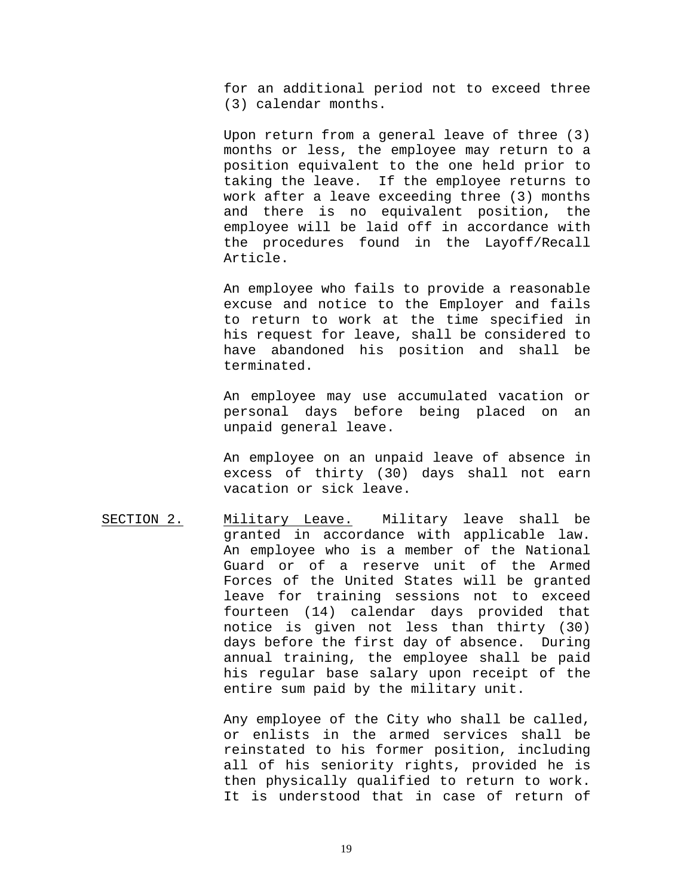for an additional period not to exceed three (3) calendar months.

Upon return from a general leave of three (3) months or less, the employee may return to a position equivalent to the one held prior to taking the leave. If the employee returns to work after a leave exceeding three (3) months and there is no equivalent position, the employee will be laid off in accordance with the procedures found in the Layoff/Recall Article.

An employee who fails to provide a reasonable excuse and notice to the Employer and fails to return to work at the time specified in his request for leave, shall be considered to have abandoned his position and shall be terminated.

An employee may use accumulated vacation or personal days before being placed on an unpaid general leave.

An employee on an unpaid leave of absence in excess of thirty (30) days shall not earn vacation or sick leave.

SECTION 2. Military Leave. Military leave shall be granted in accordance with applicable law. An employee who is a member of the National Guard or of a reserve unit of the Armed Forces of the United States will be granted leave for training sessions not to exceed fourteen (14) calendar days provided that notice is given not less than thirty (30) days before the first day of absence. During annual training, the employee shall be paid his regular base salary upon receipt of the entire sum paid by the military unit.

Any employee of the City who shall be called, or enlists in the armed services shall be reinstated to his former position, including all of his seniority rights, provided he is then physically qualified to return to work. It is understood that in case of return of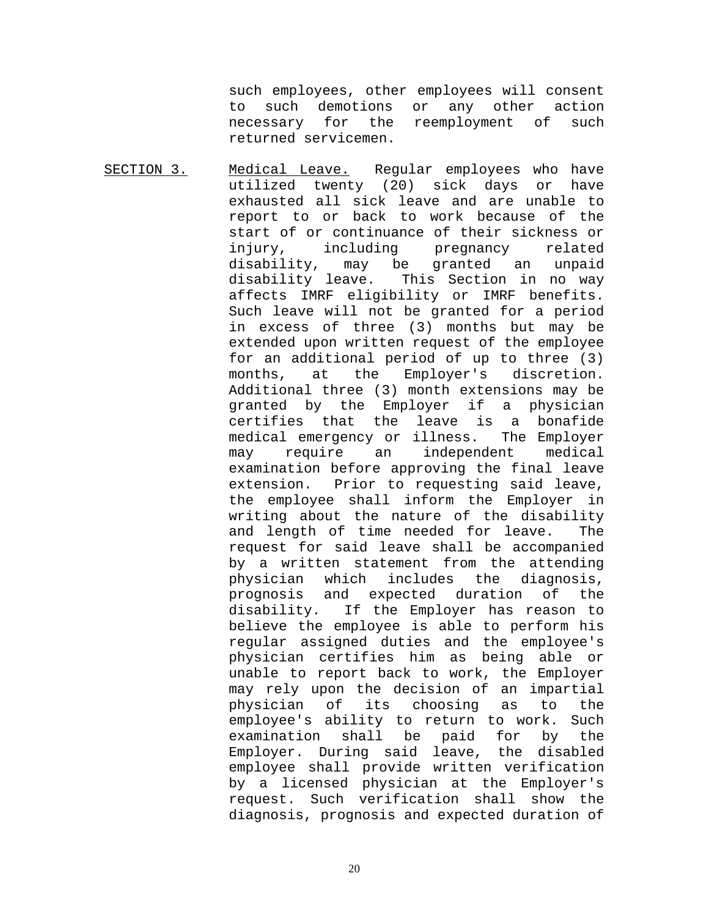such employees, other employees will consent to such demotions or any other action necessary for the reemployment of such returned servicemen.

SECTION 3. Medical Leave. Regular employees who have utilized twenty (20) sick days or have exhausted all sick leave and are unable to report to or back to work because of the start of or continuance of their sickness or injury, including pregnancy related disability, may be granted an unpaid disability leave. This Section in no way affects IMRF eligibility or IMRF benefits. Such leave will not be granted for a period in excess of three (3) months but may be extended upon written request of the employee for an additional period of up to three (3) months, at the Employer's discretion. Additional three (3) month extensions may be granted by the Employer if a physician certifies that the leave is a bonafide medical emergency or illness. The Employer may require an independent medical examination before approving the final leave extension. Prior to requesting said leave, the employee shall inform the Employer in writing about the nature of the disability and length of time needed for leave. The request for said leave shall be accompanied by a written statement from the attending physician which includes the diagnosis, prognosis and expected duration of the disability. If the Employer has reason to believe the employee is able to perform his regular assigned duties and the employee's physician certifies him as being able or unable to report back to work, the Employer may rely upon the decision of an impartial physician of its choosing as to the employee's ability to return to work. Such examination shall be paid for by the Employer. During said leave, the disabled employee shall provide written verification by a licensed physician at the Employer's request. Such verification shall show the diagnosis, prognosis and expected duration of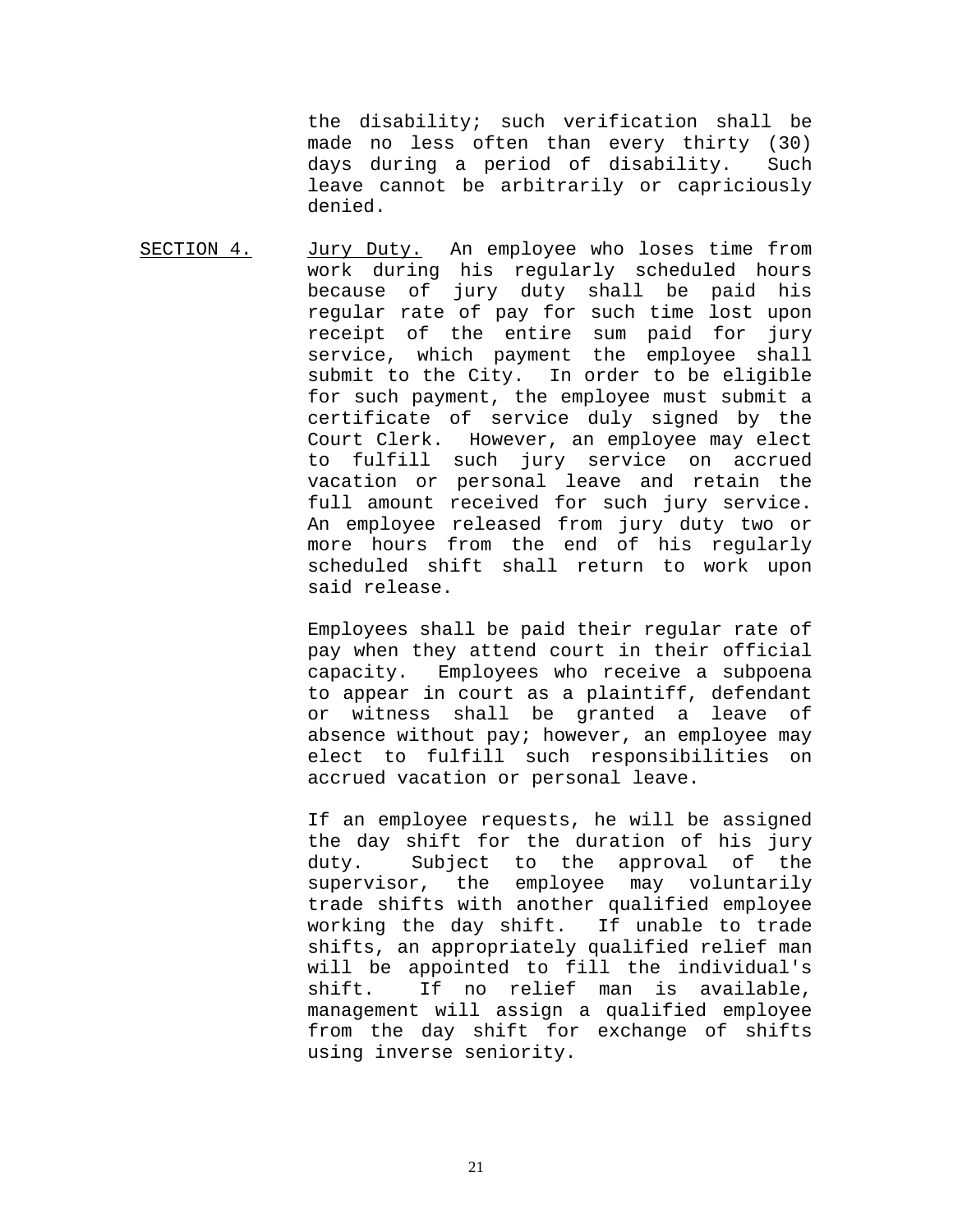the disability; such verification shall be made no less often than every thirty (30) days during a period of disability. Such leave cannot be arbitrarily or capriciously denied.

SECTION 4. Jury Duty. An employee who loses time from work during his regularly scheduled hours because of jury duty shall be paid his regular rate of pay for such time lost upon receipt of the entire sum paid for jury service, which payment the employee shall submit to the City. In order to be eligible for such payment, the employee must submit a certificate of service duly signed by the Court Clerk. However, an employee may elect to fulfill such jury service on accrued vacation or personal leave and retain the full amount received for such jury service. An employee released from jury duty two or more hours from the end of his regularly scheduled shift shall return to work upon said release.

Employees shall be paid their regular rate of pay when they attend court in their official capacity. Employees who receive a subpoena to appear in court as a plaintiff, defendant or witness shall be granted a leave of absence without pay; however, an employee may elect to fulfill such responsibilities on accrued vacation or personal leave.

If an employee requests, he will be assigned the day shift for the duration of his jury duty. Subject to the approval of the supervisor, the employee may voluntarily trade shifts with another qualified employee working the day shift. If unable to trade shifts, an appropriately qualified relief man will be appointed to fill the individual's shift. If no relief man is available, management will assign a qualified employee from the day shift for exchange of shifts using inverse seniority.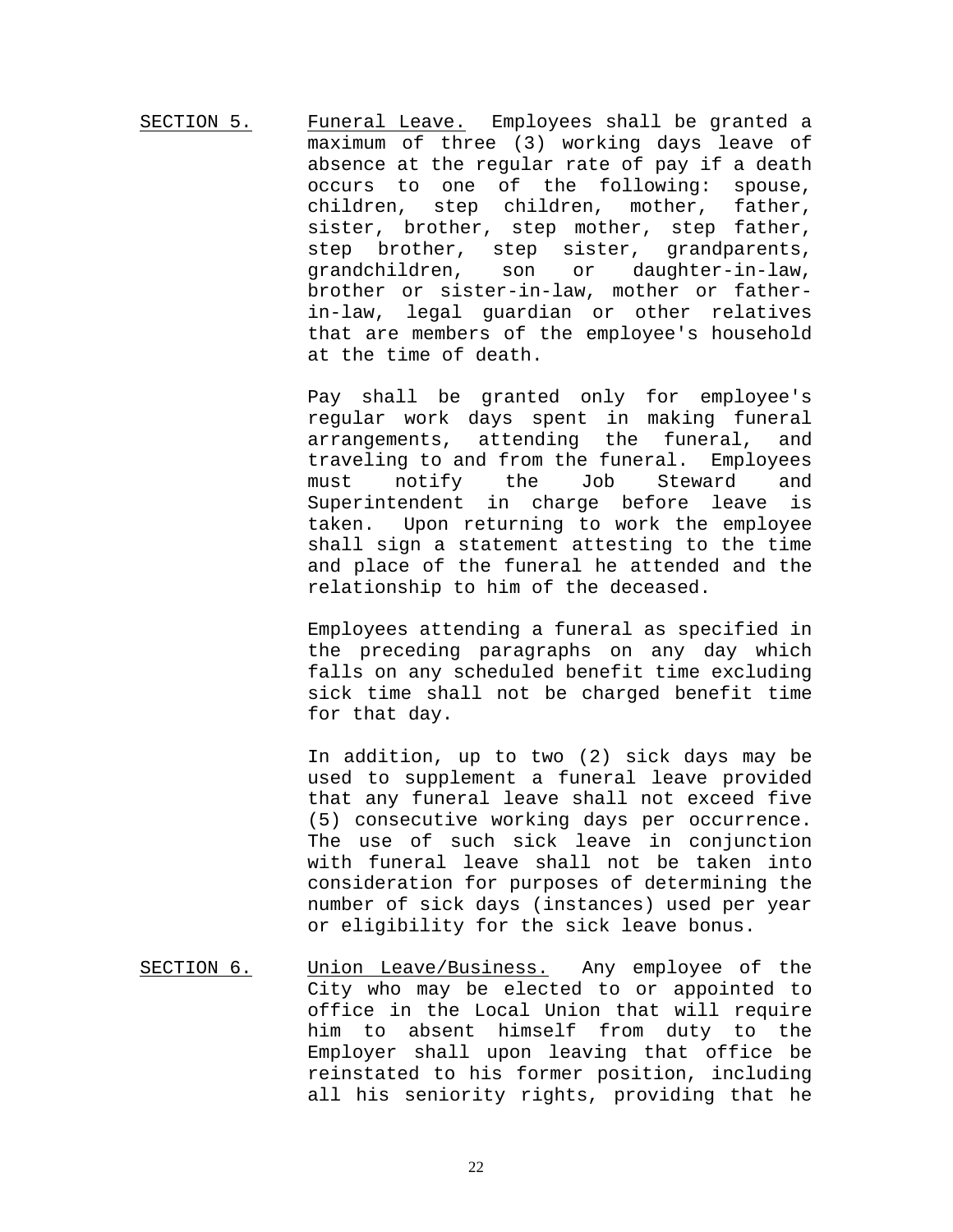SECTION 5. Funeral Leave. Employees shall be granted a maximum of three (3) working days leave of absence at the regular rate of pay if a death occurs to one of the following: spouse, children, step children, mother, father, sister, brother, step mother, step father, step brother, step sister, grandparents, grandchildren, son or daughter-in-law, brother or sister-in-law, mother or father-in-law, legal guardian or other relatives that are members of the employee's household at the time of death.

Pay shall be granted only for employee's regular work days spent in making funeral arrangements, attending the funeral, and traveling to and from the funeral. Employees must notify the Job Steward and Superintendent in charge before leave is taken. Upon returning to work the employee shall sign a statement attesting to the time and place of the funeral he attended and the relationship to him of the deceased.

Employees attending a funeral as specified in the preceding paragraphs on any day which falls on any scheduled benefit time excluding sick time shall not be charged benefit time for that day.

In addition, up to two (2) sick days may be used to supplement a funeral leave provided that any funeral leave shall not exceed five (5) consecutive working days per occurrence. The use of such sick leave in conjunction with funeral leave shall not be taken into consideration for purposes of determining the number of sick days (instances) used per year or eligibility for the sick leave bonus.

SECTION 6. Union Leave/Business. Any employee of the City who may be elected to or appointed to office in the Local Union that will require him to absent himself from duty to the Employer shall upon leaving that office be reinstated to his former position, including all his seniority rights, providing that he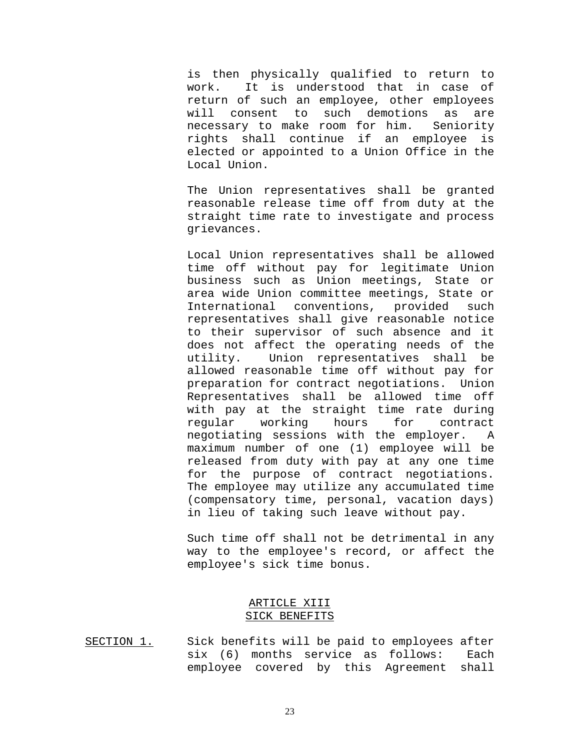is then physically qualified to return to work. It is understood that in case of return of such an employee, other employees will consent to such demotions as are necessary to make room for him. Seniority rights shall continue if an employee is elected or appointed to a Union Office in the Local Union.

The Union representatives shall be granted reasonable release time off from duty at the straight time rate to investigate and process grievances.

Local Union representatives shall be allowed time off without pay for legitimate Union business such as Union meetings, State or area wide Union committee meetings, State or International conventions, provided such representatives shall give reasonable notice to their supervisor of such absence and it does not affect the operating needs of the utility. Union representatives shall be allowed reasonable time off without pay for preparation for contract negotiations. Union Representatives shall be allowed time off with pay at the straight time rate during regular working hours for contract negotiating sessions with the employer. A maximum number of one (1) employee will be released from duty with pay at any one time for the purpose of contract negotiations. The employee may utilize any accumulated time (compensatory time, personal, vacation days) in lieu of taking such leave without pay.

Such time off shall not be detrimental in any way to the employee's record, or affect the employee's sick time bonus.

## ARTICLE XIII
## SICK BENEFITS

SECTION 1. Sick benefits will be paid to employees after six (6) months service as follows: Each employee covered by this Agreement shall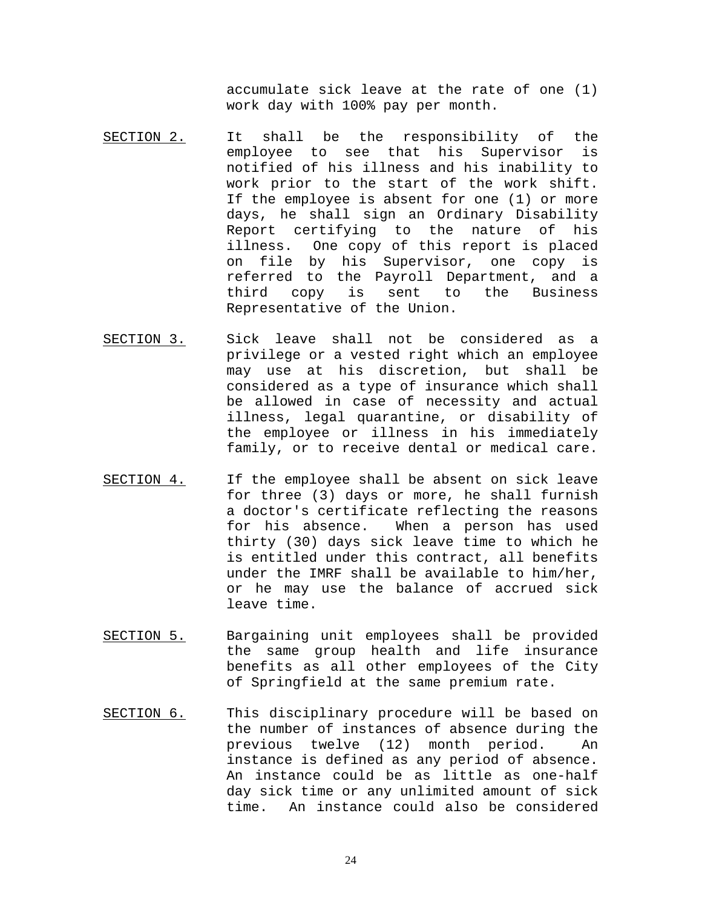accumulate sick leave at the rate of one (1) work day with 100% pay per month.

SECTION 2. It shall be the responsibility of the employee to see that his Supervisor is notified of his illness and his inability to work prior to the start of the work shift. If the employee is absent for one (1) or more days, he shall sign an Ordinary Disability Report certifying to the nature of his illness. One copy of this report is placed on file by his Supervisor, one copy is referred to the Payroll Department, and a third copy is sent to the Business Representative of the Union.

SECTION 3. Sick leave shall not be considered as a privilege or a vested right which an employee may use at his discretion, but shall be considered as a type of insurance which shall be allowed in case of necessity and actual illness, legal quarantine, or disability of the employee or illness in his immediately family, or to receive dental or medical care.

SECTION 4. If the employee shall be absent on sick leave for three (3) days or more, he shall furnish a doctor's certificate reflecting the reasons for his absence. When a person has used thirty (30) days sick leave time to which he is entitled under this contract, all benefits under the IMRF shall be available to him/her, or he may use the balance of accrued sick leave time.

SECTION 5. Bargaining unit employees shall be provided the same group health and life insurance benefits as all other employees of the City of Springfield at the same premium rate.

SECTION 6. This disciplinary procedure will be based on the number of instances of absence during the previous twelve (12) month period. An instance is defined as any period of absence. An instance could be as little as one-half day sick time or any unlimited amount of sick time. An instance could also be considered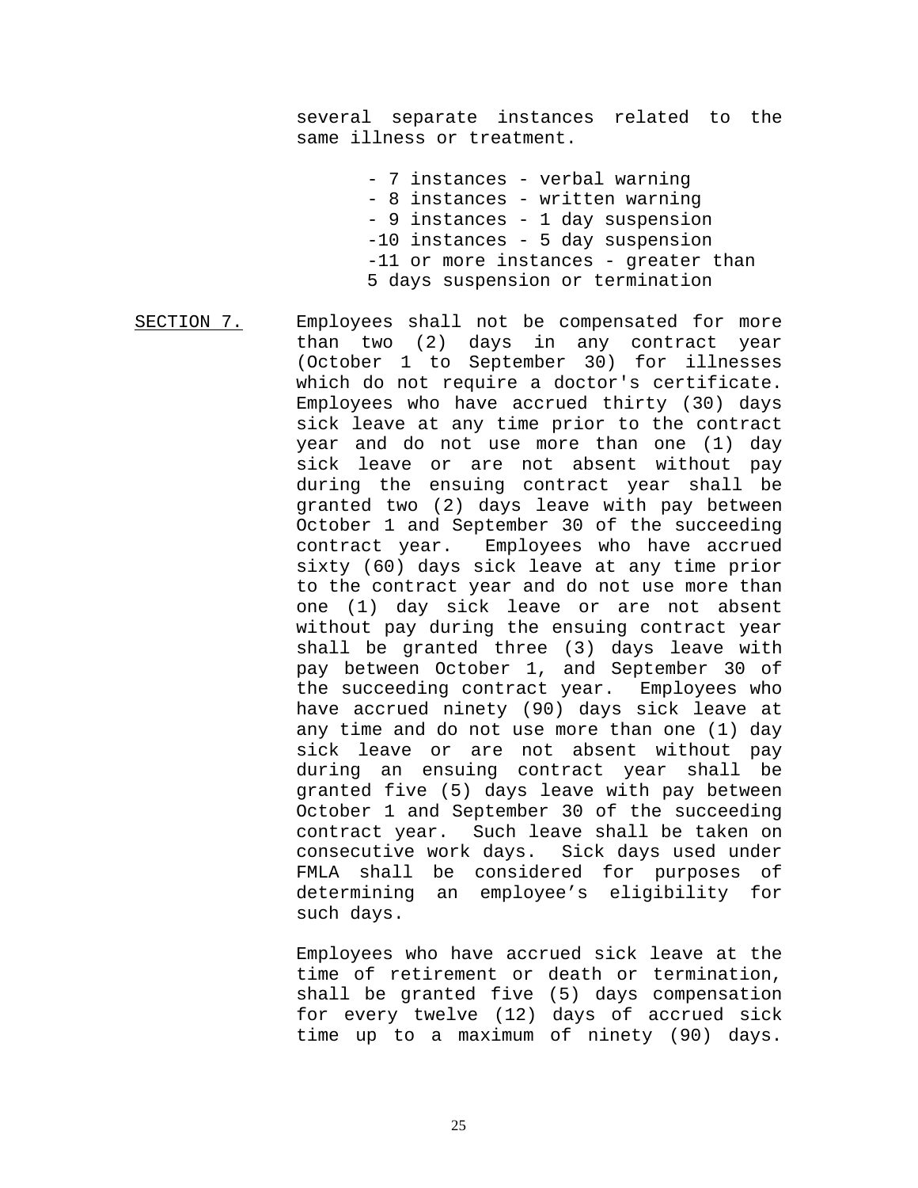several separate instances related to the same illness or treatment.

- 7 instances - verbal warning
- 8 instances - written warning
- 9 instances - 1 day suspension
- 10 instances - 5 day suspension
- 11 or more instances - greater than 5 days suspension or termination

<u>SECTION 7.</u> Employees shall not be compensated for more than two (2) days in any contract year (October 1 to September 30) for illnesses which do not require a doctor's certificate. Employees who have accrued thirty (30) days sick leave at any time prior to the contract year and do not use more than one (1) day sick leave or are not absent without pay during the ensuing contract year shall be granted two (2) days leave with pay between October 1 and September 30 of the succeeding contract year. Employees who have accrued sixty (60) days sick leave at any time prior to the contract year and do not use more than one (1) day sick leave or are not absent without pay during the ensuing contract year shall be granted three (3) days leave with pay between October 1, and September 30 of the succeeding contract year. Employees who have accrued ninety (90) days sick leave at any time and do not use more than one (1) day sick leave or are not absent without pay during an ensuing contract year shall be granted five (5) days leave with pay between October 1 and September 30 of the succeeding contract year. Such leave shall be taken on consecutive work days. Sick days used under FMLA shall be considered for purposes of determining an employee's eligibility for such days.

Employees who have accrued sick leave at the time of retirement or death or termination, shall be granted five (5) days compensation for every twelve (12) days of accrued sick time up to a maximum of ninety (90) days.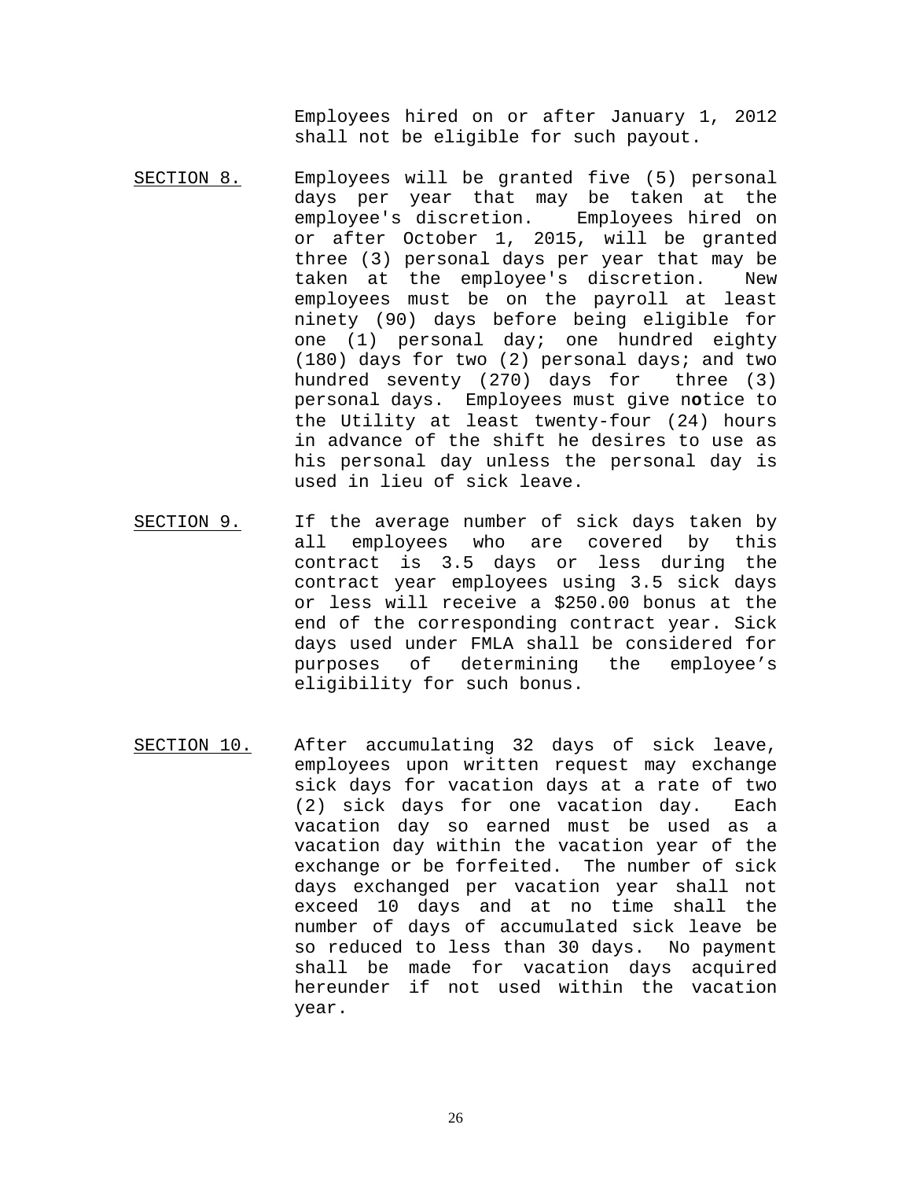Employees hired on or after January 1, 2012 shall not be eligible for such payout.

SECTION 8. Employees will be granted five (5) personal days per year that may be taken at the employee's discretion. Employees hired on or after October 1, 2015, will be granted three (3) personal days per year that may be taken at the employee's discretion. New employees must be on the payroll at least ninety (90) days before being eligible for one (1) personal day; one hundred eighty (180) days for two (2) personal days; and two hundred seventy (270) days for three (3) personal days. Employees must give notice to the Utility at least twenty-four (24) hours in advance of the shift he desires to use as his personal day unless the personal day is used in lieu of sick leave.

SECTION 9. If the average number of sick days taken by all employees who are covered by this contract is 3.5 days or less during the contract year employees using 3.5 sick days or less will receive a $250.00 bonus at the end of the corresponding contract year. Sick days used under FMLA shall be considered for purposes of determining the employee's eligibility for such bonus.

SECTION 10. After accumulating 32 days of sick leave, employees upon written request may exchange sick days for vacation days at a rate of two (2) sick days for one vacation day. Each vacation day so earned must be used as a vacation day within the vacation year of the exchange or be forfeited. The number of sick days exchanged per vacation year shall not exceed 10 days and at no time shall the number of days of accumulated sick leave be so reduced to less than 30 days. No payment shall be made for vacation days acquired hereunder if not used within the vacation year.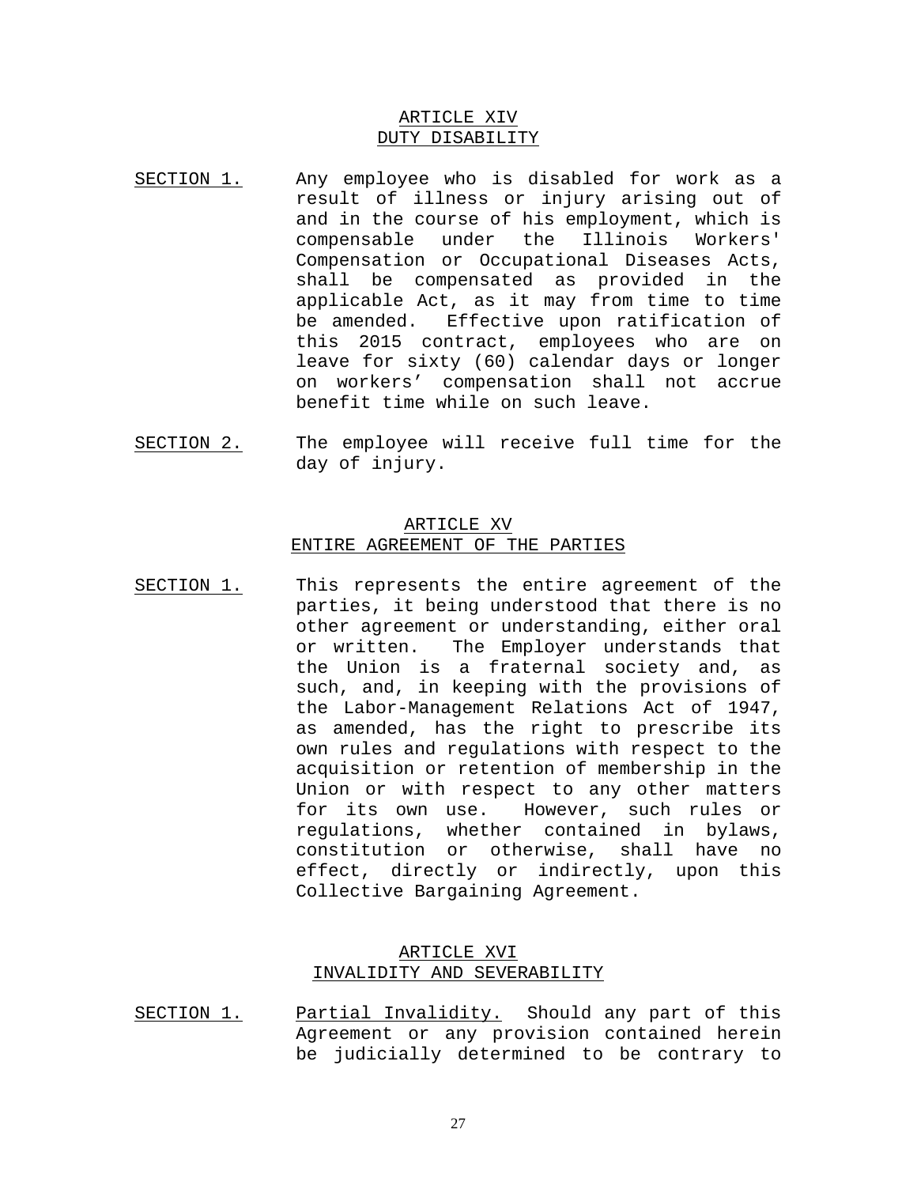## ARTICLE XIV
## DUTY DISABILITY

SECTION 1. Any employee who is disabled for work as a result of illness or injury arising out of and in the course of his employment, which is compensable under the Illinois Workers' Compensation or Occupational Diseases Acts, shall be compensated as provided in the applicable Act, as it may from time to time be amended. Effective upon ratification of this 2015 contract, employees who are on leave for sixty (60) calendar days or longer on workers' compensation shall not accrue benefit time while on such leave.

SECTION 2. The employee will receive full time for the day of injury.

## ARTICLE XV
## ENTIRE AGREEMENT OF THE PARTIES

SECTION 1. This represents the entire agreement of the parties, it being understood that there is no other agreement or understanding, either oral or written. The Employer understands that the Union is a fraternal society and, as such, and, in keeping with the provisions of the Labor-Management Relations Act of 1947, as amended, has the right to prescribe its own rules and regulations with respect to the acquisition or retention of membership in the Union or with respect to any other matters for its own use. However, such rules or regulations, whether contained in bylaws, constitution or otherwise, shall have no effect, directly or indirectly, upon this Collective Bargaining Agreement.

## ARTICLE XVI
## INVALIDITY AND SEVERABILITY

SECTION 1. Partial Invalidity. Should any part of this Agreement or any provision contained herein be judicially determined to be contrary to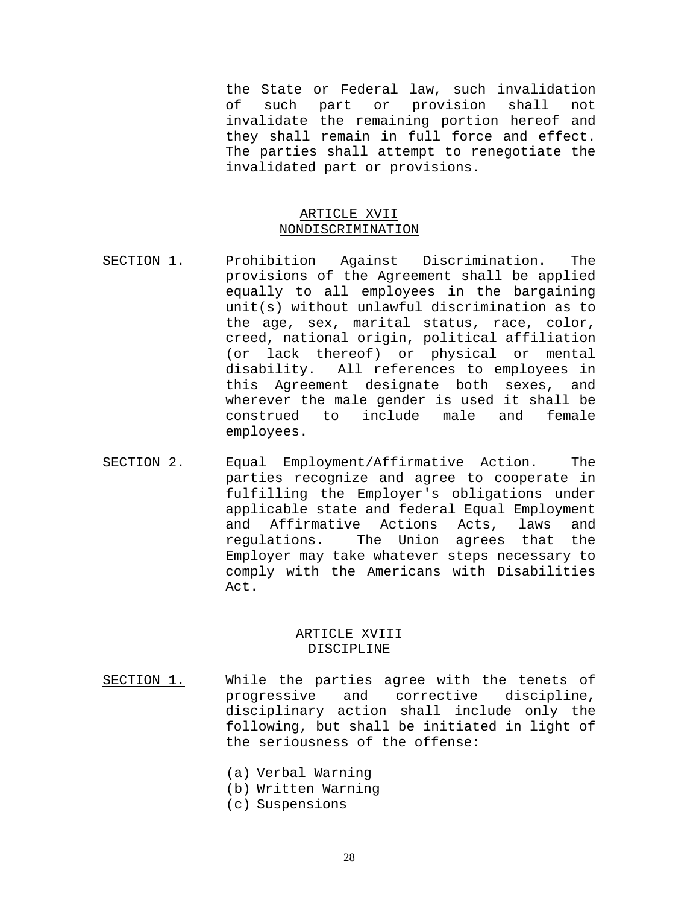the State or Federal law, such invalidation of such part or provision shall not invalidate the remaining portion hereof and they shall remain in full force and effect. The parties shall attempt to renegotiate the invalidated part or provisions.

## ARTICLE XVII
## NONDISCRIMINATION

SECTION 1. Prohibition Against Discrimination. The provisions of the Agreement shall be applied equally to all employees in the bargaining unit(s) without unlawful discrimination as to the age, sex, marital status, race, color, creed, national origin, political affiliation (or lack thereof) or physical or mental disability. All references to employees in this Agreement designate both sexes, and wherever the male gender is used it shall be construed to include male and female employees.

SECTION 2. Equal Employment/Affirmative Action. The parties recognize and agree to cooperate in fulfilling the Employer's obligations under applicable state and federal Equal Employment and Affirmative Actions Acts, laws and regulations. The Union agrees that the Employer may take whatever steps necessary to comply with the Americans with Disabilities Act.

## ARTICLE XVIII
## DISCIPLINE

SECTION 1. While the parties agree with the tenets of progressive and corrective discipline, disciplinary action shall include only the following, but shall be initiated in light of the seriousness of the offense:

(a) Verbal Warning
(b) Written Warning
(c) Suspensions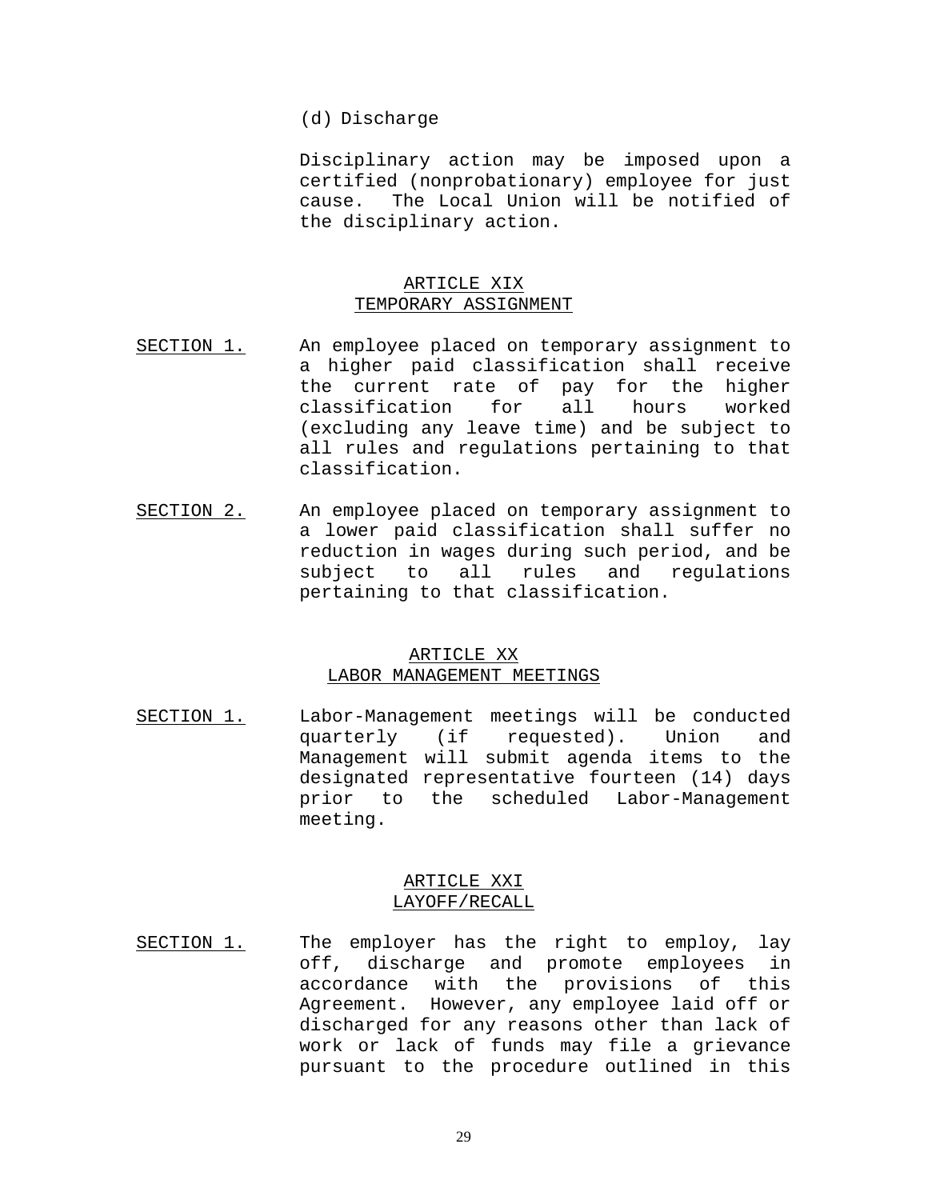(d) Discharge

Disciplinary action may be imposed upon a certified (nonprobationary) employee for just cause. The Local Union will be notified of the disciplinary action.

## ARTICLE XIX
## TEMPORARY ASSIGNMENT

SECTION 1. An employee placed on temporary assignment to a higher paid classification shall receive the current rate of pay for the higher classification for all hours worked (excluding any leave time) and be subject to all rules and regulations pertaining to that classification.

SECTION 2. An employee placed on temporary assignment to a lower paid classification shall suffer no reduction in wages during such period, and be subject to all rules and regulations pertaining to that classification.

## ARTICLE XX
## LABOR MANAGEMENT MEETINGS

SECTION 1. Labor-Management meetings will be conducted quarterly (if requested). Union and Management will submit agenda items to the designated representative fourteen (14) days prior to the scheduled Labor-Management meeting.

## ARTICLE XXI
## LAYOFF/RECALL

SECTION 1. The employer has the right to employ, lay off, discharge and promote employees in accordance with the provisions of this Agreement. However, any employee laid off or discharged for any reasons other than lack of work or lack of funds may file a grievance pursuant to the procedure outlined in this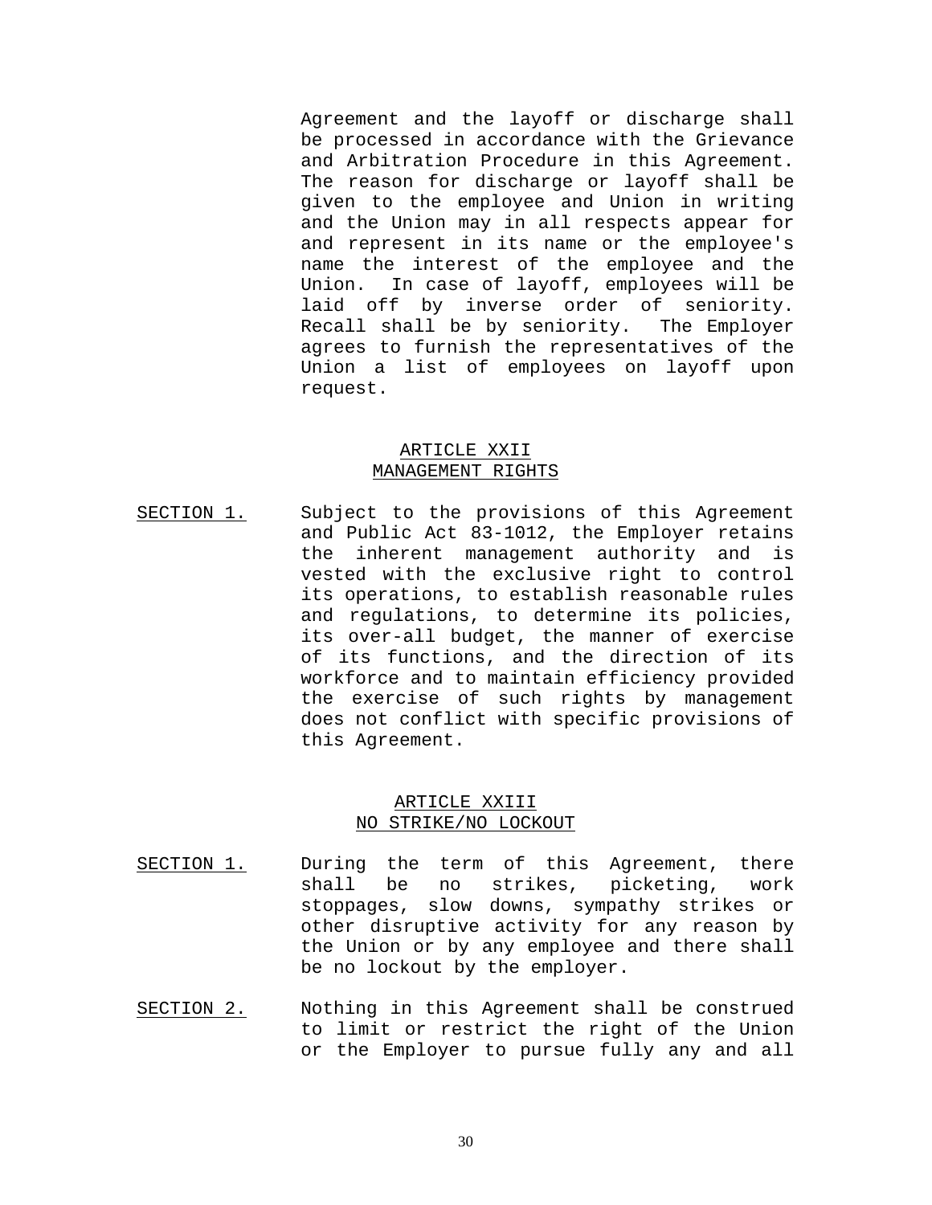Agreement and the layoff or discharge shall be processed in accordance with the Grievance and Arbitration Procedure in this Agreement. The reason for discharge or layoff shall be given to the employee and Union in writing and the Union may in all respects appear for and represent in its name or the employee's name the interest of the employee and the Union. In case of layoff, employees will be laid off by inverse order of seniority. Recall shall be by seniority. The Employer agrees to furnish the representatives of the Union a list of employees on layoff upon request.

## ARTICLE XXII
## MANAGEMENT RIGHTS

SECTION 1. Subject to the provisions of this Agreement and Public Act 83-1012, the Employer retains the inherent management authority and is vested with the exclusive right to control its operations, to establish reasonable rules and regulations, to determine its policies, its over-all budget, the manner of exercise of its functions, and the direction of its workforce and to maintain efficiency provided the exercise of such rights by management does not conflict with specific provisions of this Agreement.

## ARTICLE XXIII
## NO STRIKE/NO LOCKOUT

SECTION 1. During the term of this Agreement, there shall be no strikes, picketing, work stoppages, slow downs, sympathy strikes or other disruptive activity for any reason by the Union or by any employee and there shall be no lockout by the employer.

SECTION 2. Nothing in this Agreement shall be construed to limit or restrict the right of the Union or the Employer to pursue fully any and all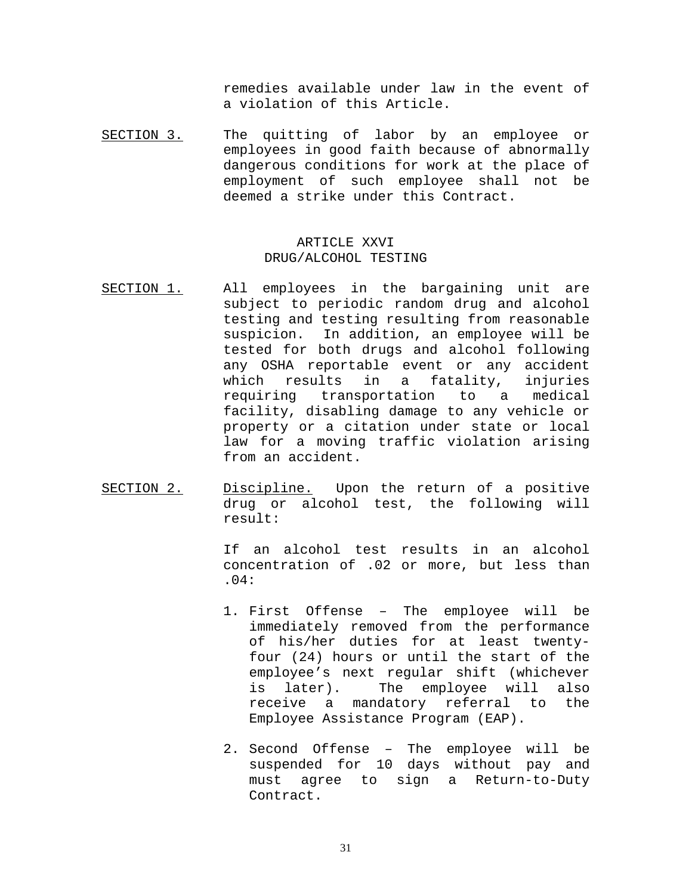remedies available under law in the event of a violation of this Article.

SECTION 3. The quitting of labor by an employee or employees in good faith because of abnormally dangerous conditions for work at the place of employment of such employee shall not be deemed a strike under this Contract.

## ARTICLE XXVI
## DRUG/ALCOHOL TESTING

SECTION 1. All employees in the bargaining unit are subject to periodic random drug and alcohol testing and testing resulting from reasonable suspicion. In addition, an employee will be tested for both drugs and alcohol following any OSHA reportable event or any accident which results in a fatality, injuries requiring transportation to a medical facility, disabling damage to any vehicle or property or a citation under state or local law for a moving traffic violation arising from an accident.

SECTION 2. Discipline. Upon the return of a positive drug or alcohol test, the following will result:

If an alcohol test results in an alcohol concentration of .02 or more, but less than .04:

1. First Offense – The employee will be immediately removed from the performance of his/her duties for at least twenty-four (24) hours or until the start of the employee's next regular shift (whichever is later). The employee will also receive a mandatory referral to the Employee Assistance Program (EAP).

2. Second Offense – The employee will be suspended for 10 days without pay and must agree to sign a Return-to-Duty Contract.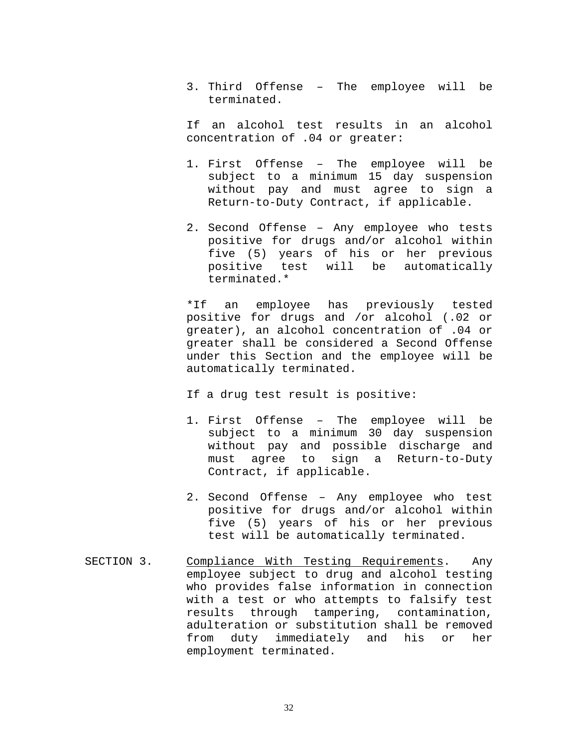3. Third Offense – The employee will be terminated.

If an alcohol test results in an alcohol concentration of .04 or greater:

1. First Offense – The employee will be subject to a minimum 15 day suspension without pay and must agree to sign a Return-to-Duty Contract, if applicable.

2. Second Offense – Any employee who tests positive for drugs and/or alcohol within five (5) years of his or her previous positive test will be automatically terminated.*

*If an employee has previously tested positive for drugs and /or alcohol (.02 or greater), an alcohol concentration of .04 or greater shall be considered a Second Offense under this Section and the employee will be automatically terminated.

If a drug test result is positive:

1. First Offense – The employee will be subject to a minimum 30 day suspension without pay and possible discharge and must agree to sign a Return-to-Duty Contract, if applicable.

2. Second Offense – Any employee who test positive for drugs and/or alcohol within five (5) years of his or her previous test will be automatically terminated.

SECTION 3. <u>Compliance With Testing Requirements</u>. Any employee subject to drug and alcohol testing who provides false information in connection with a test or who attempts to falsify test results through tampering, contamination, adulteration or substitution shall be removed from duty immediately and his or her employment terminated.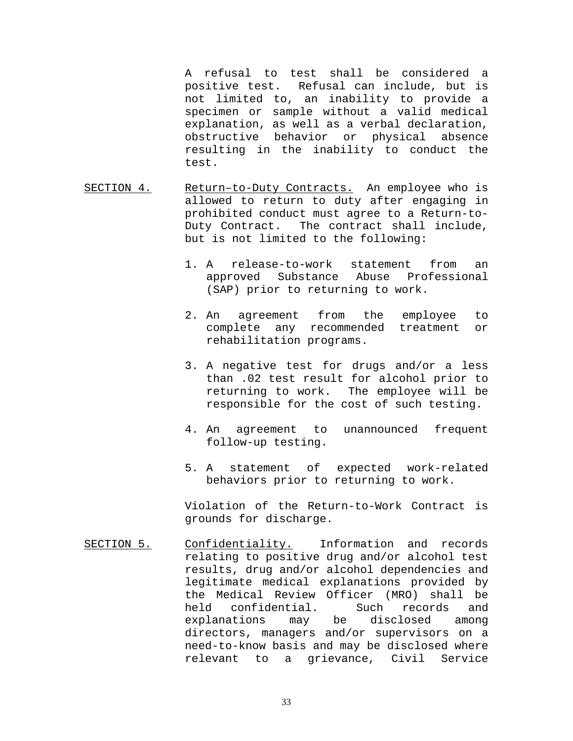A refusal to test shall be considered a positive test. Refusal can include, but is not limited to, an inability to provide a specimen or sample without a valid medical explanation, as well as a verbal declaration, obstructive behavior or physical absence resulting in the inability to conduct the test.

<u>SECTION 4.</u> <u>Return–to-Duty Contracts.</u> An employee who is allowed to return to duty after engaging in prohibited conduct must agree to a Return-to-Duty Contract. The contract shall include, but is not limited to the following:

1. A release-to-work statement from an approved Substance Abuse Professional (SAP) prior to returning to work.

2. An agreement from the employee to complete any recommended treatment or rehabilitation programs.

3. A negative test for drugs and/or a less than .02 test result for alcohol prior to returning to work. The employee will be responsible for the cost of such testing.

4. An agreement to unannounced frequent follow-up testing.

5. A statement of expected work-related behaviors prior to returning to work.

Violation of the Return-to-Work Contract is grounds for discharge.

<u>SECTION 5.</u> <u>Confidentiality.</u> Information and records relating to positive drug and/or alcohol test results, drug and/or alcohol dependencies and legitimate medical explanations provided by the Medical Review Officer (MRO) shall be held confidential. Such records and explanations may be disclosed among directors, managers and/or supervisors on a need-to-know basis and may be disclosed where relevant to a grievance, Civil Service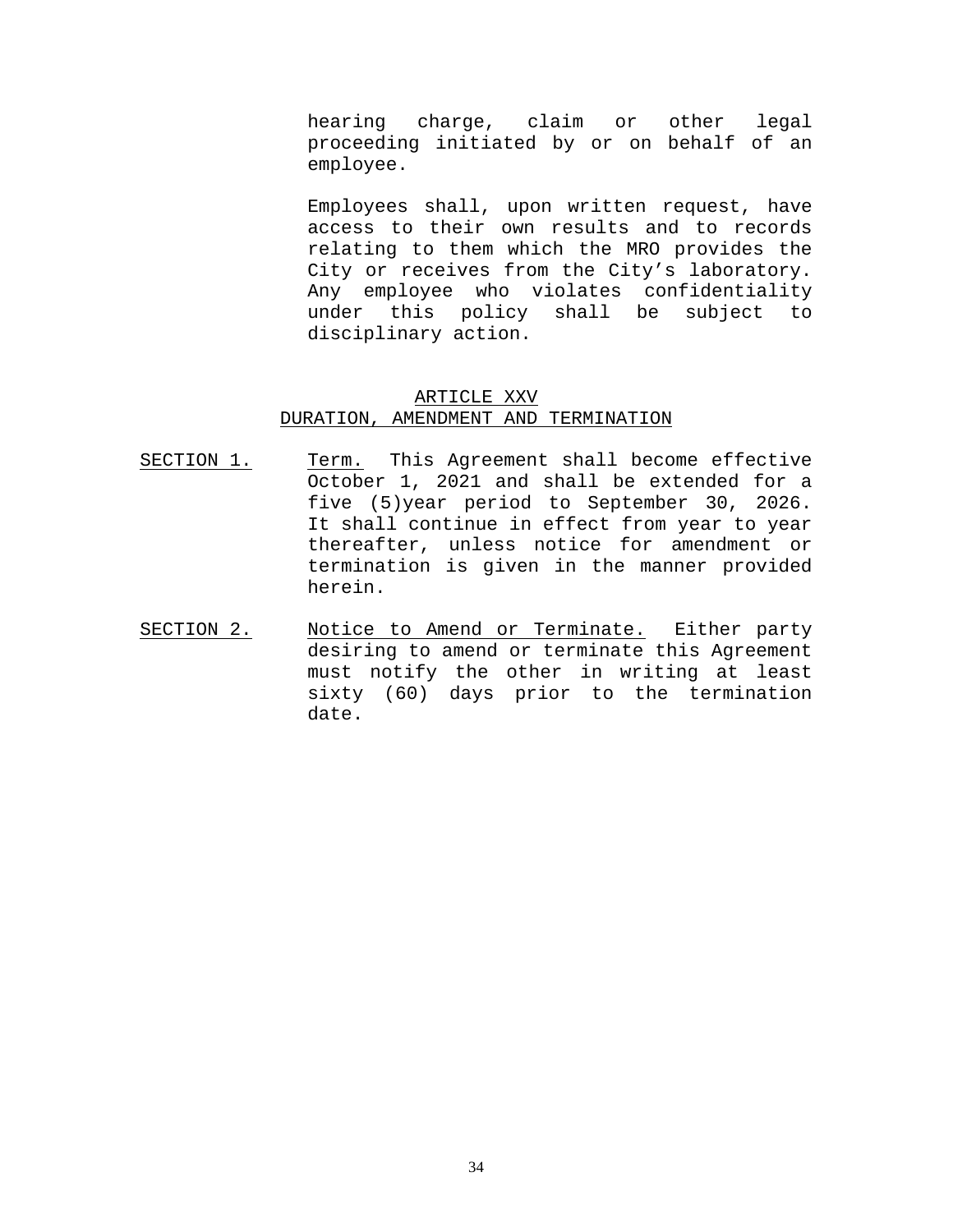hearing charge, claim or other legal proceeding initiated by or on behalf of an employee.

Employees shall, upon written request, have access to their own results and to records relating to them which the MRO provides the City or receives from the City's laboratory. Any employee who violates confidentiality under this policy shall be subject to disciplinary action.

## ARTICLE XXV
## DURATION, AMENDMENT AND TERMINATION

SECTION 1. Term. This Agreement shall become effective October 1, 2021 and shall be extended for a five (5)year period to September 30, 2026. It shall continue in effect from year to year thereafter, unless notice for amendment or termination is given in the manner provided herein.

SECTION 2. Notice to Amend or Terminate. Either party desiring to amend or terminate this Agreement must notify the other in writing at least sixty (60) days prior to the termination date.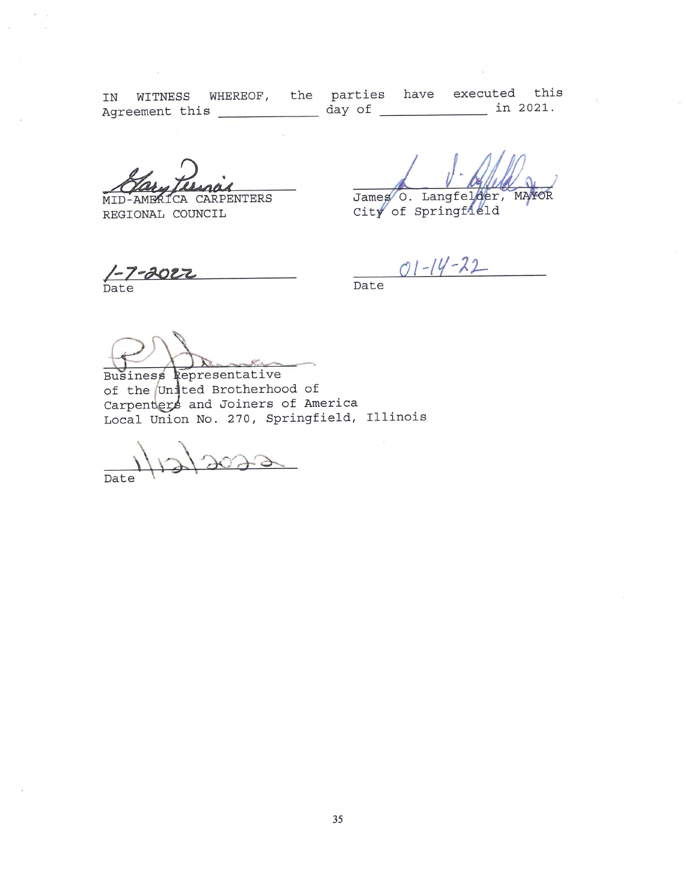IN WITNESS WHEREOF, the parties have executed this Agreement this ____________ day of ____________ in 2021.

MID-AMERICA CARPENTERS REGIONAL COUNCIL

1-7-2022
Date

James O. Langfelder, MAYOR
City of Springfield

01-14-22
Date

Business Representative of the United Brotherhood of Carpenters and Joiners of America Local Union No. 270, Springfield, Illinois

1/12/2022
Date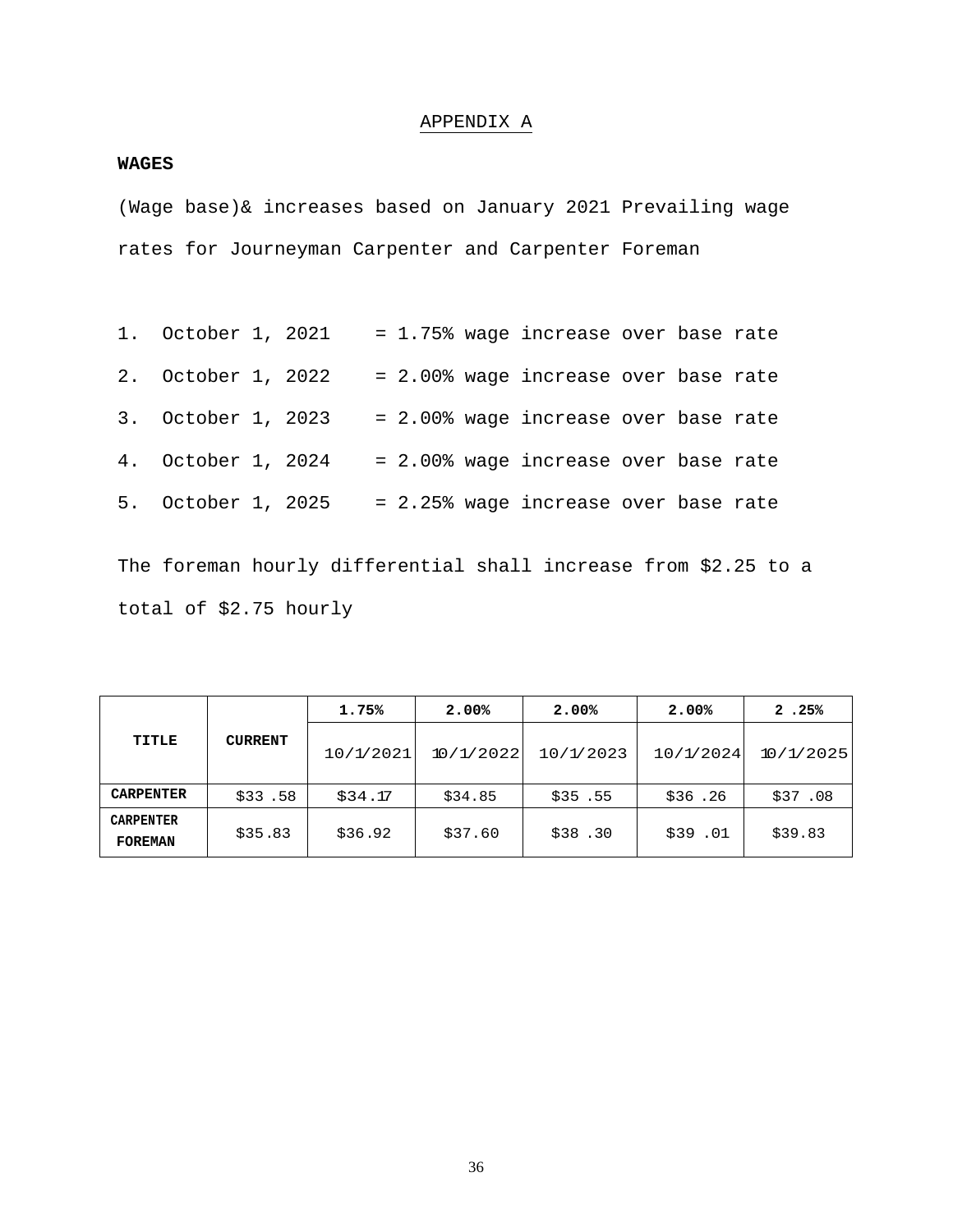# APPENDIX A

**WAGES**

(Wage base)& increases based on January 2021 Prevailing wage rates for Journeyman Carpenter and Carpenter Foreman

1. October 1, 2021 = 1.75% wage increase over base rate
2. October 1, 2022 = 2.00% wage increase over base rate
3. October 1, 2023 = 2.00% wage increase over base rate
4. October 1, 2024 = 2.00% wage increase over base rate
5. October 1, 2025 = 2.25% wage increase over base rate

The foreman hourly differential shall increase from $2.25 to a total of $2.75 hourly

| TITLE | CURRENT | 1.75% | 2.00% | 2.00% | 2.00% | 2 .25% |
|---|---|---|---|---|---|---|
| | | 10/1/2021 | 10/1/2022 | 10/1/2023 | 10/1/2024 | 10/1/2025 |
| **CARPENTER** | $33 .58 | $34.17 | $34.85 | $35 .55 | $36 .26 | $37 .08 |
| **CARPENTER FOREMAN** | $35.83 | $36.92 | $37.60 | $38 .30 | $39 .01 | $39.83 |